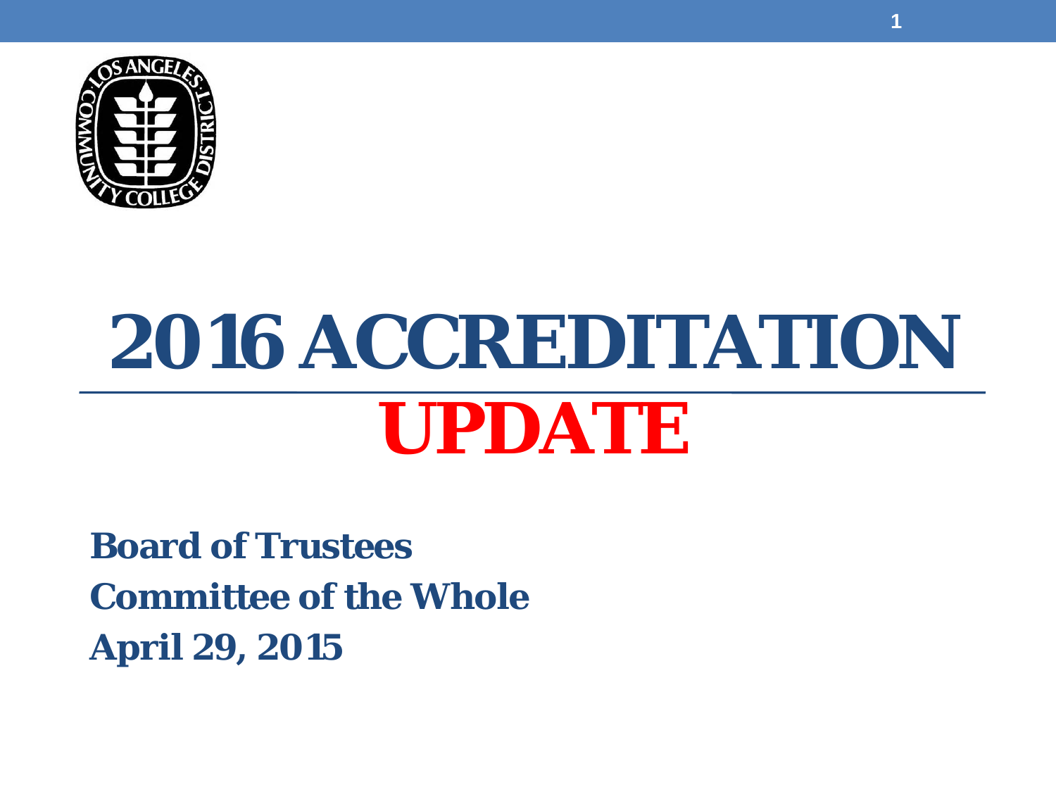# 2016 ACCREDITATION UPDATE

**Board of Trustees**

**Committee of the Whole**

**April 29, 2015**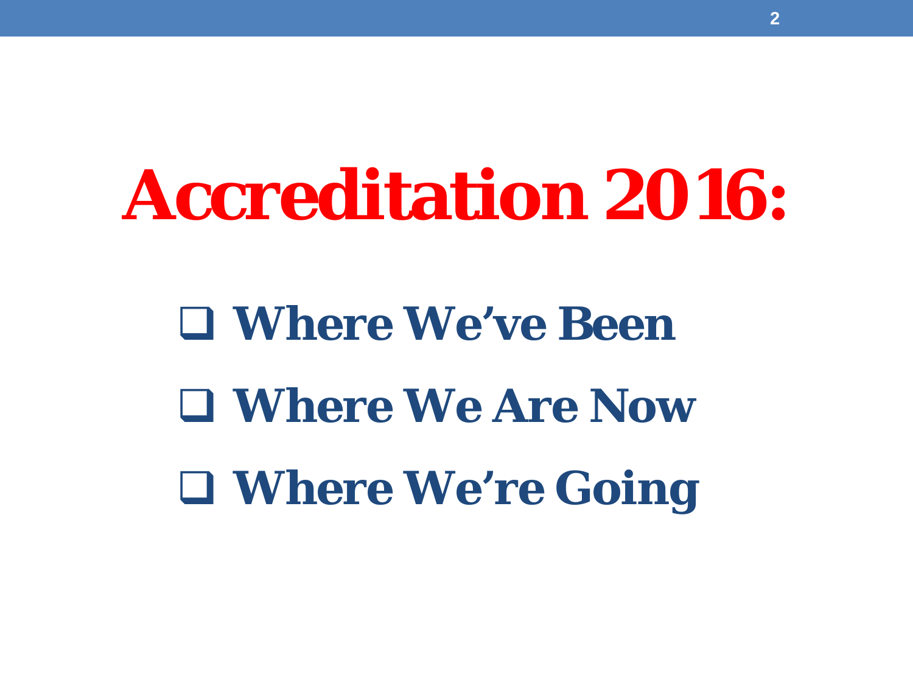# Accreditation 2016:

- Where We've Been
- Where We Are Now
- Where We're Going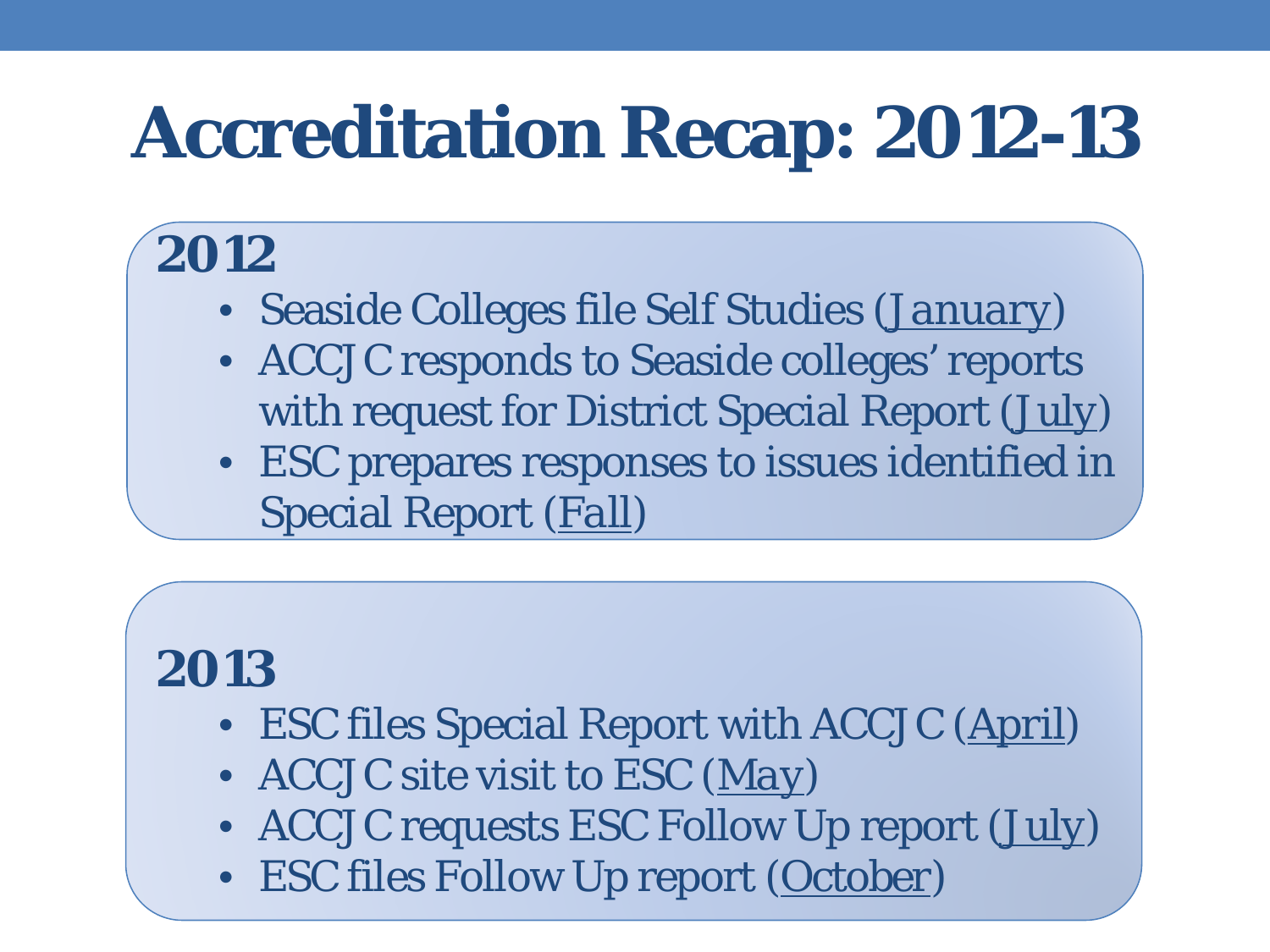# Accreditation Recap: 2012-13

## 2012

- Seaside Colleges file Self Studies (January)
- ACCJC responds to Seaside colleges' reports with request for District Special Report (July)
- ESC prepares responses to issues identified in Special Report (Fall)

## 2013

- ESC files Special Report with ACCJC (April)
- ACCJC site visit to ESC (May)
- ACCJC requests ESC Follow Up report (July)
- ESC files Follow Up report (October)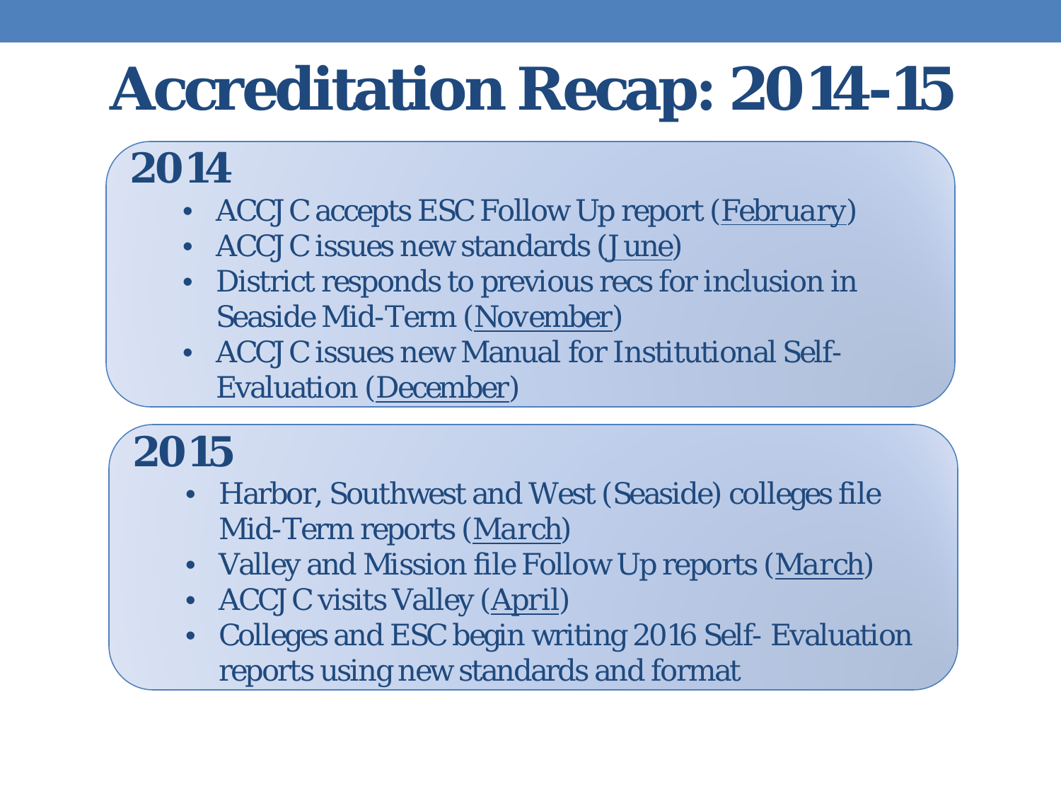# Accreditation Recap: 2014-15

## 2014

- ACCJC accepts ESC Follow Up report (February)
- ACCJC issues new standards (June)
- District responds to previous recs for inclusion in Seaside Mid-Term (November)
- ACCJC issues new Manual for Institutional Self-Evaluation (December)

## 2015

- Harbor, Southwest and West (Seaside) colleges file Mid-Term reports (March)
- Valley and Mission file Follow Up reports (March)
- ACCJC visits Valley (April)
- Colleges and ESC begin writing 2016 Self- Evaluation reports using new standards and format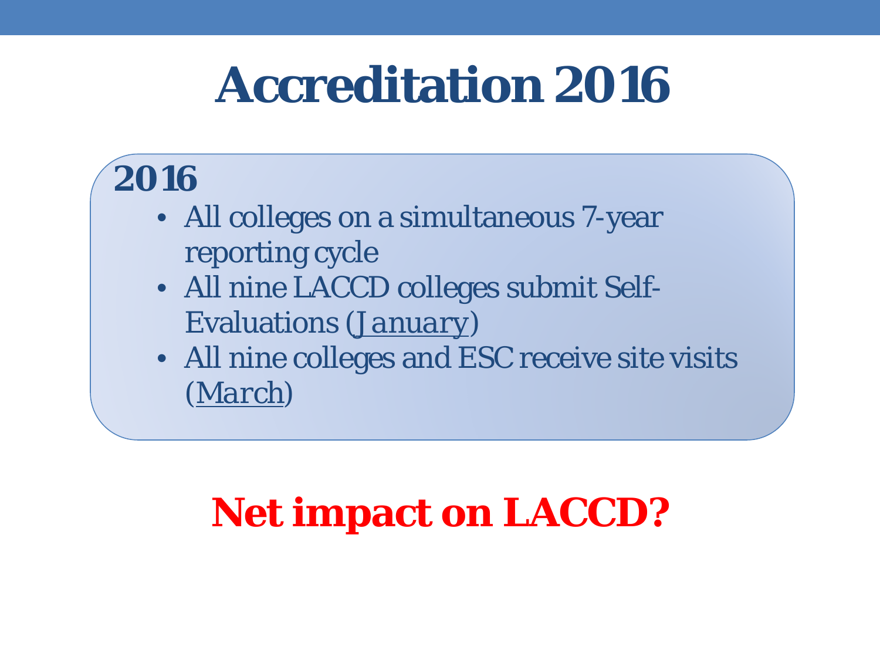# Accreditation 2016

**2016**

- All colleges on a simultaneous 7-year reporting cycle
- All nine LACCD colleges submit Self-Evaluations (January)
- All nine colleges and ESC receive site visits (March)

**Net impact on LACCD?**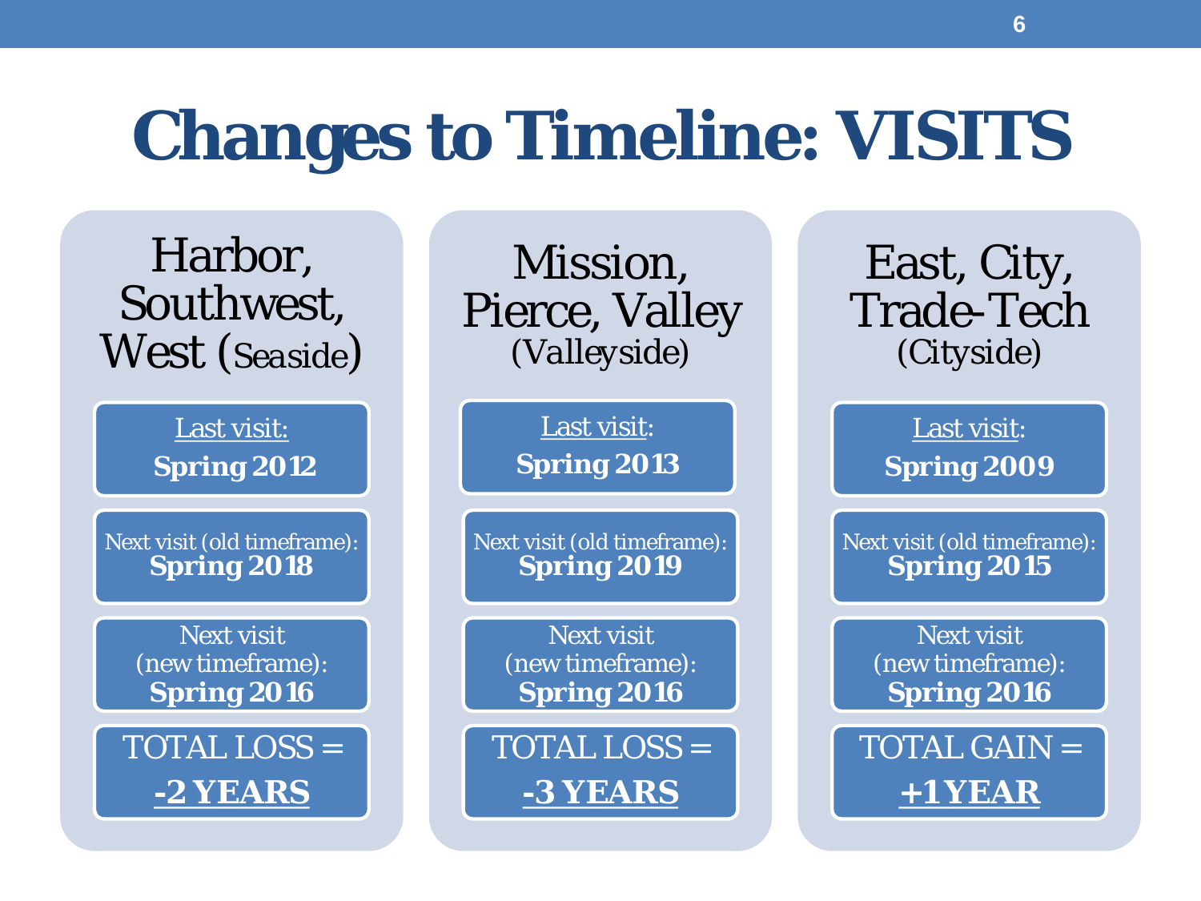# Changes to Timeline: VISITS

| Harbor, Southwest, West (Seaside) | Mission, Pierce, Valley (Valleyside) | East, City, Trade-Tech (Cityside) |
| --- | --- | --- |
| Last visit: **Spring 2012** | Last visit: **Spring 2013** | Last visit: **Spring 2009** |
| Next visit (old timeframe): **Spring 2018** | Next visit (old timeframe): **Spring 2019** | Next visit (old timeframe): **Spring 2015** |
| Next visit (new timeframe): **Spring 2016** | Next visit (new timeframe): **Spring 2016** | Next visit (new timeframe): **Spring 2016** |
| TOTAL LOSS = **-2 YEARS** | TOTAL LOSS = **-3 YEARS** | TOTAL GAIN = **+1 YEAR** |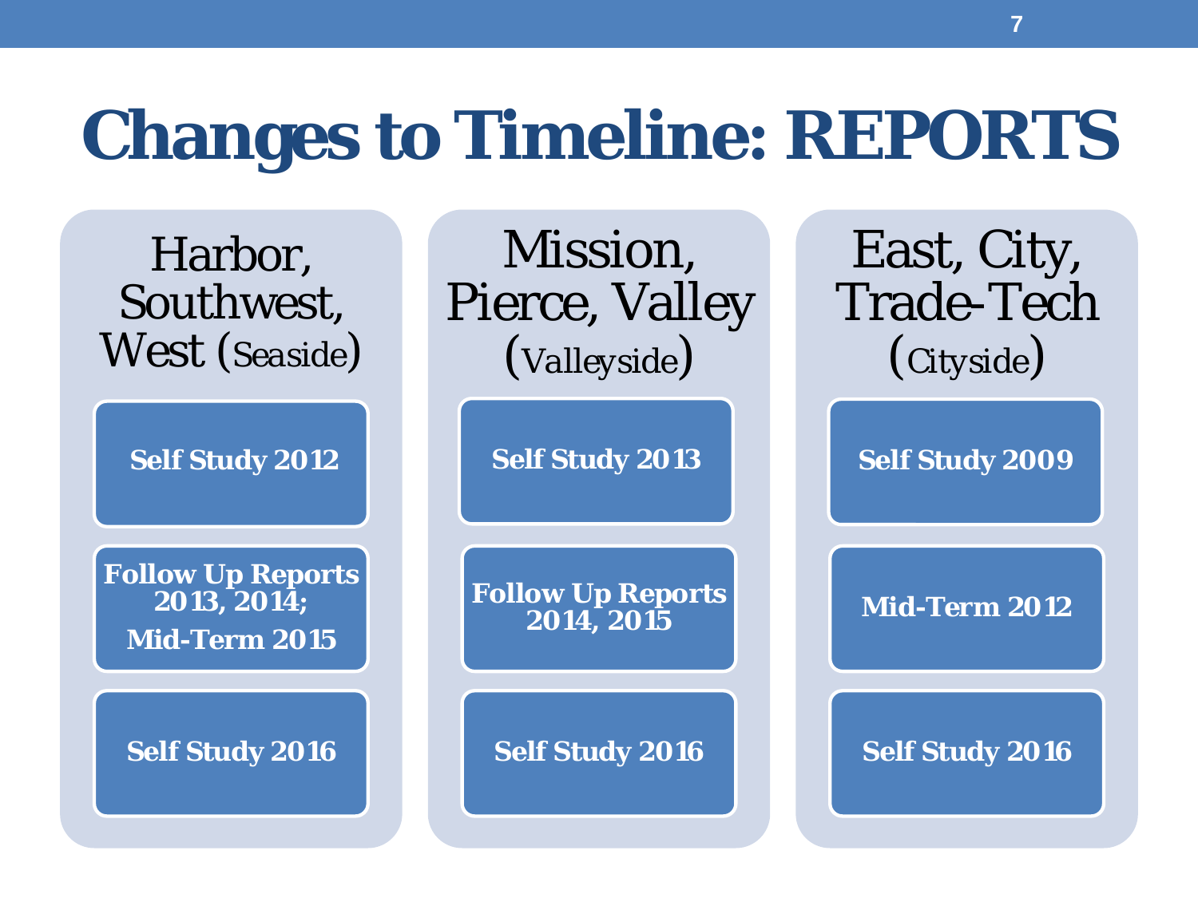# Changes to Timeline: REPORTS

| Harbor, Southwest, West (Seaside) | Mission, Pierce, Valley (Valleyside) | East, City, Trade-Tech (Cityside) |
| --- | --- | --- |
| Self Study 2012 | Self Study 2013 | Self Study 2009 |
| Follow Up Reports 2013, 2014; Mid-Term 2015 | Follow Up Reports 2014, 2015 | Mid-Term 2012 |
| Self Study 2016 | Self Study 2016 | Self Study 2016 |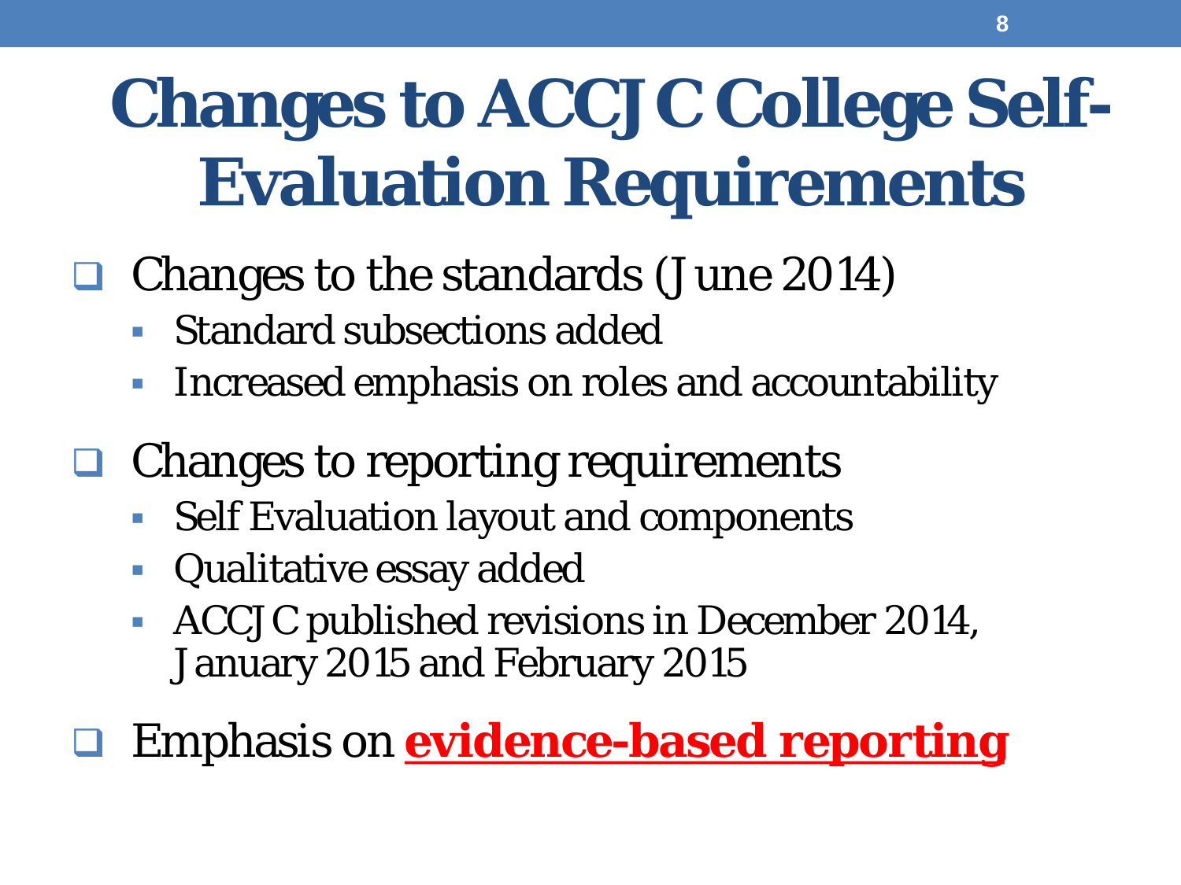# Changes to ACCJC College Self-Evaluation Requirements

- Changes to the standards (June 2014)
  - Standard subsections added
  - Increased emphasis on roles and accountability
- Changes to reporting requirements
  - Self Evaluation layout and components
  - Qualitative essay added
  - ACCJC published revisions in December 2014, January 2015 and February 2015
- Emphasis on **evidence-based reporting**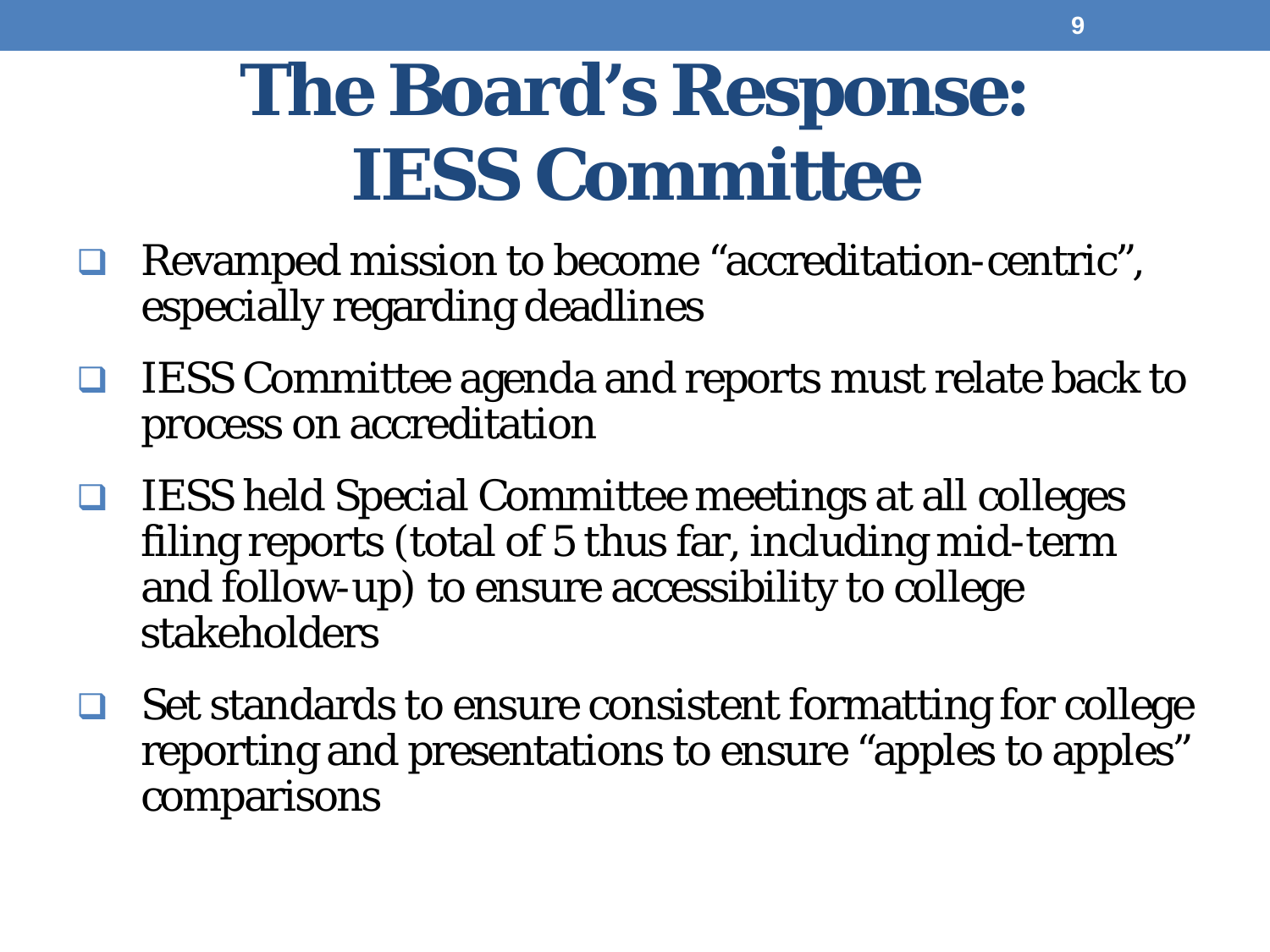# The Board's Response: IESS Committee

- Revamped mission to become "accreditation-centric", especially regarding deadlines
- IESS Committee agenda and reports must relate back to process on accreditation
- IESS held Special Committee meetings at all colleges filing reports (total of 5 thus far, including mid-term and follow-up) to ensure accessibility to college stakeholders
- Set standards to ensure consistent formatting for college reporting and presentations to ensure "apples to apples" comparisons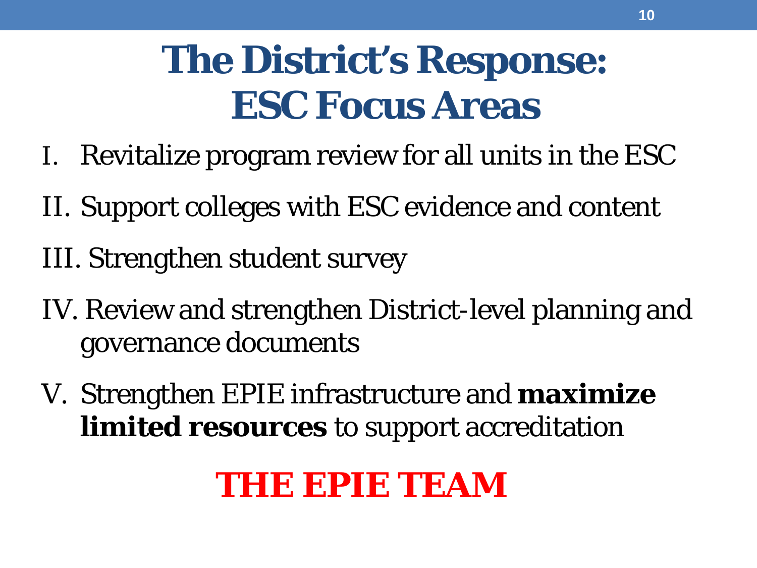# The District's Response: ESC Focus Areas

I. Revitalize program review for all units in the ESC

II. Support colleges with ESC evidence and content

III. Strengthen student survey

IV. Review and strengthen District-level planning and governance documents

V. Strengthen EPIE infrastructure and **maximize limited resources** to support accreditation

**THE EPIE TEAM**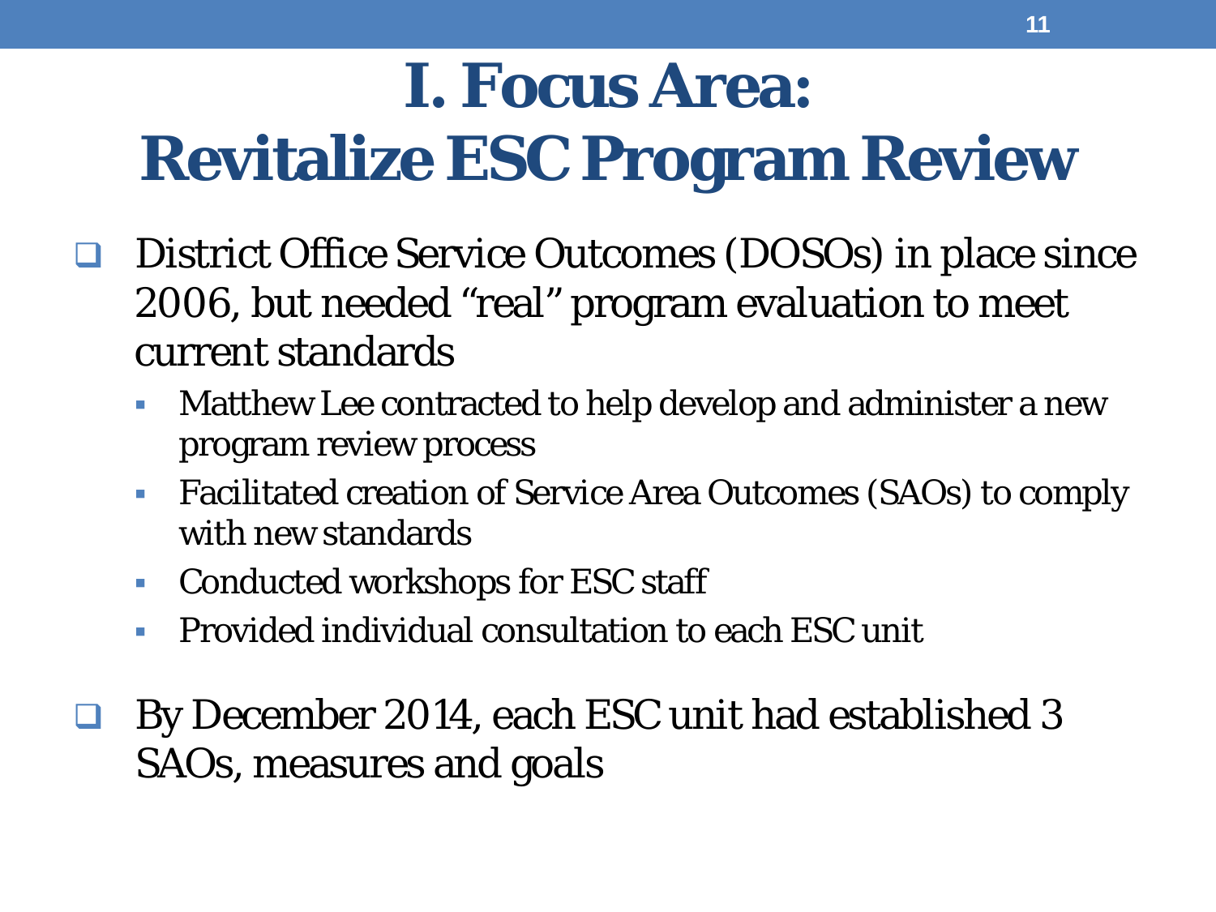# I. Focus Area: Revitalize ESC Program Review

- District Office Service Outcomes (DOSOs) in place since 2006, but needed "real" program evaluation to meet current standards
  - Matthew Lee contracted to help develop and administer a new program review process
  - Facilitated creation of Service Area Outcomes (SAOs) to comply with new standards
  - Conducted workshops for ESC staff
  - Provided individual consultation to each ESC unit
- By December 2014, each ESC unit had established 3 SAOs, measures and goals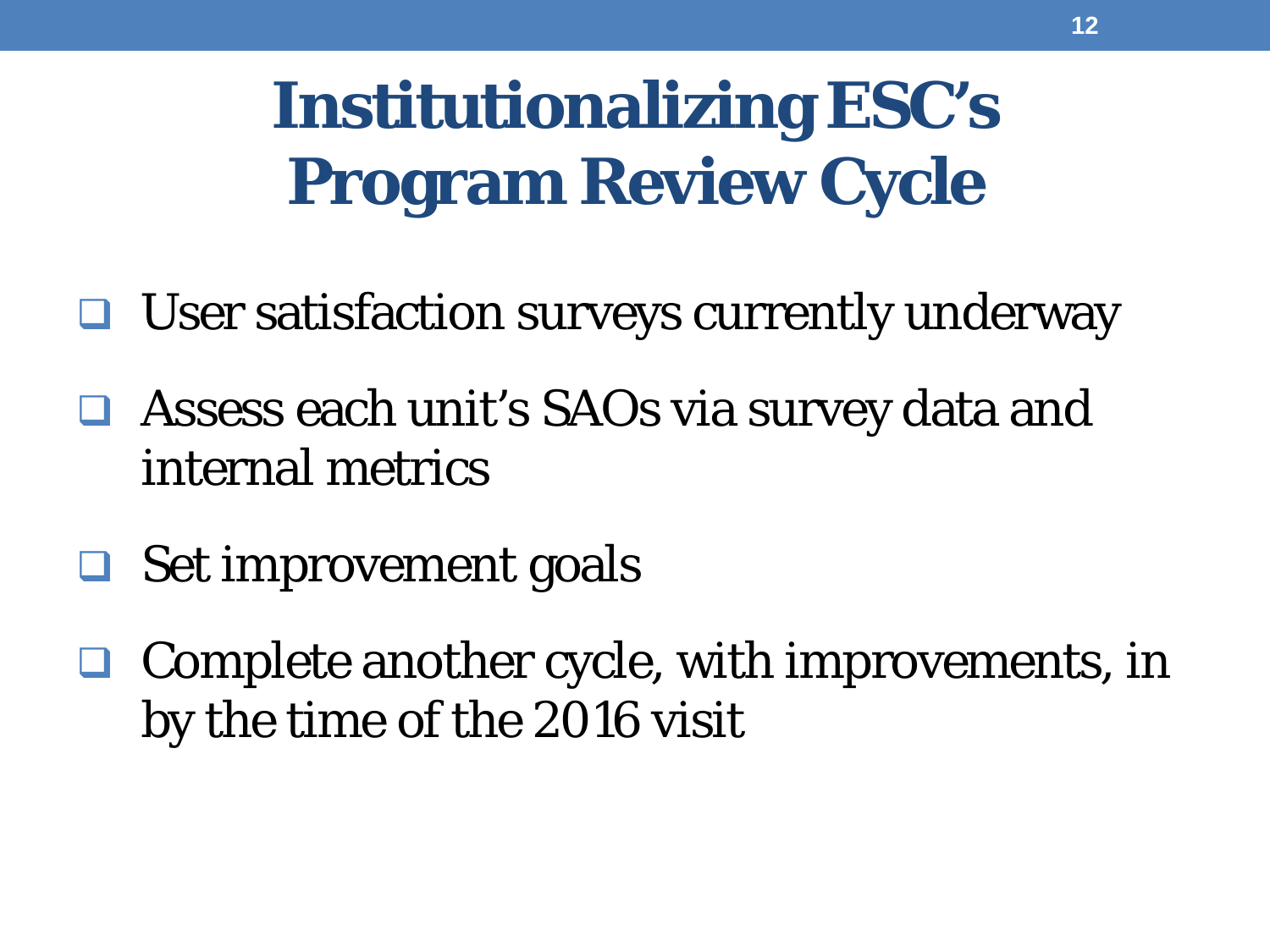# Institutionalizing ESC's Program Review Cycle

- User satisfaction surveys currently underway
- Assess each unit's SAOs via survey data and internal metrics
- Set improvement goals
- Complete another cycle, with improvements, in by the time of the 2016 visit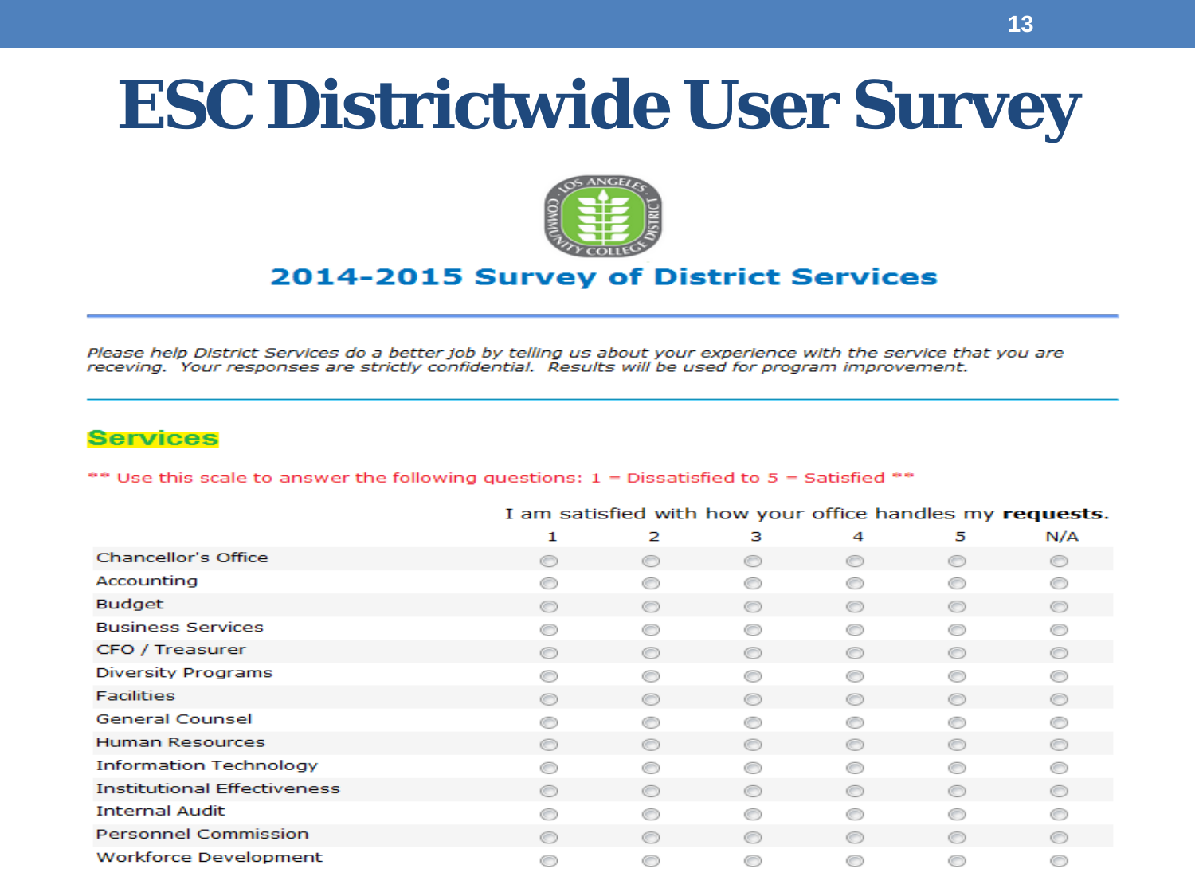# ESC Districtwide User Survey

## 2014-2015 Survey of District Services

*Please help District Services do a better job by telling us about your experience with the service that you are receving. Your responses are strictly confidential. Results will be used for program improvement.*

### Services

** Use this scale to answer the following questions: 1 = Dissatisfied to 5 = Satisfied **

I am satisfied with how your office handles my **requests**.

| | 1 | 2 | 3 | 4 | 5 | N/A |
|---|---|---|---|---|---|---|
| Chancellor's Office | ○ | ○ | ○ | ○ | ○ | ○ |
| Accounting | ○ | ○ | ○ | ○ | ○ | ○ |
| Budget | ○ | ○ | ○ | ○ | ○ | ○ |
| Business Services | ○ | ○ | ○ | ○ | ○ | ○ |
| CFO / Treasurer | ○ | ○ | ○ | ○ | ○ | ○ |
| Diversity Programs | ○ | ○ | ○ | ○ | ○ | ○ |
| Facilities | ○ | ○ | ○ | ○ | ○ | ○ |
| General Counsel | ○ | ○ | ○ | ○ | ○ | ○ |
| Human Resources | ○ | ○ | ○ | ○ | ○ | ○ |
| Information Technology | ○ | ○ | ○ | ○ | ○ | ○ |
| Institutional Effectiveness | ○ | ○ | ○ | ○ | ○ | ○ |
| Internal Audit | ○ | ○ | ○ | ○ | ○ | ○ |
| Personnel Commission | ○ | ○ | ○ | ○ | ○ | ○ |
| Workforce Development | ○ | ○ | ○ | ○ | ○ | ○ |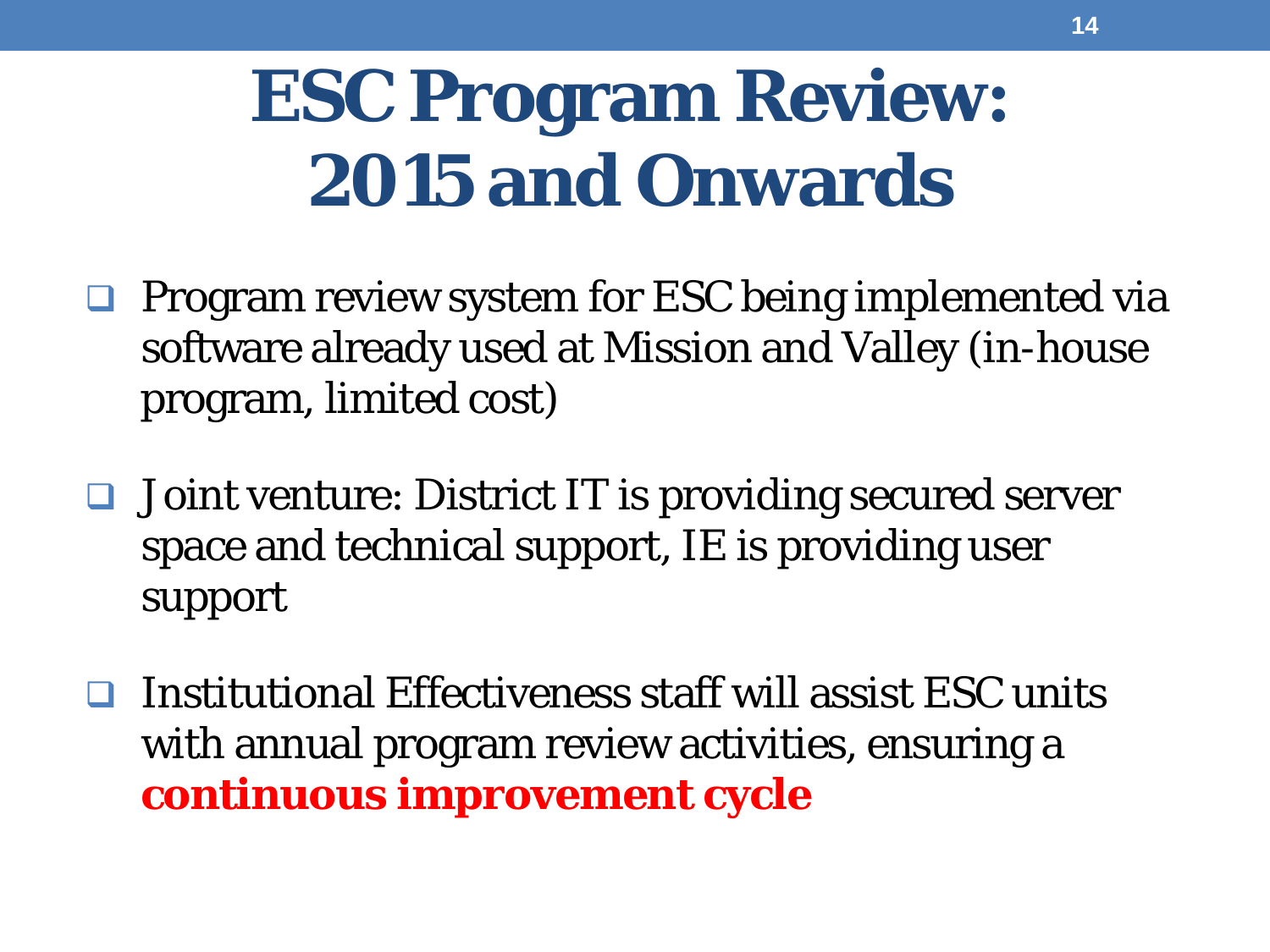# ESC Program Review: 2015 and Onwards

- Program review system for ESC being implemented via software already used at Mission and Valley (in-house program, limited cost)
- Joint venture: District IT is providing secured server space and technical support, IE is providing user support
- Institutional Effectiveness staff will assist ESC units with annual program review activities, ensuring a **continuous improvement cycle**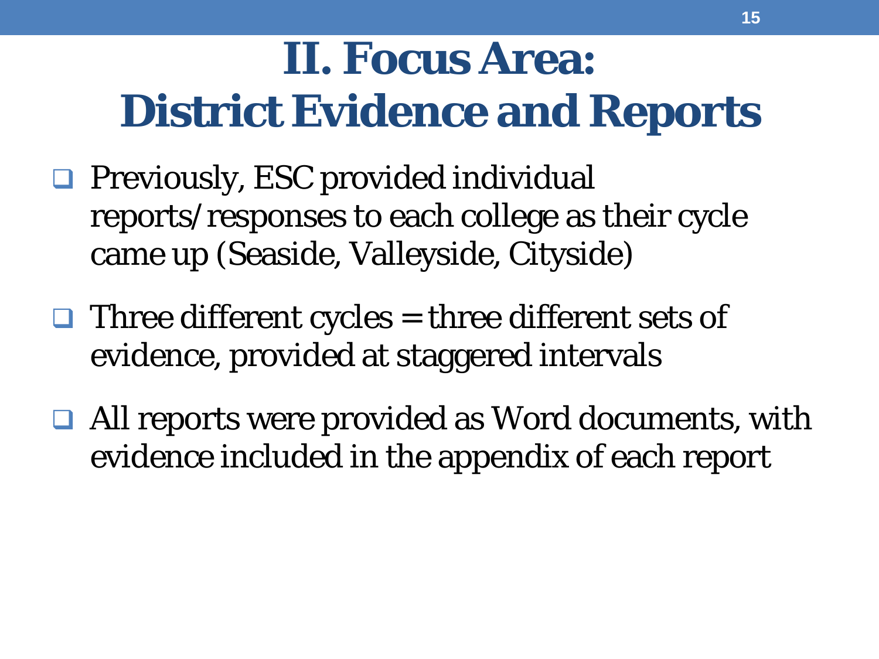# II. Focus Area: District Evidence and Reports

- Previously, ESC provided individual reports/responses to each college as their cycle came up (Seaside, Valleyside, Cityside)
- Three different cycles = three different sets of evidence, provided at staggered intervals
- All reports were provided as Word documents, with evidence included in the appendix of each report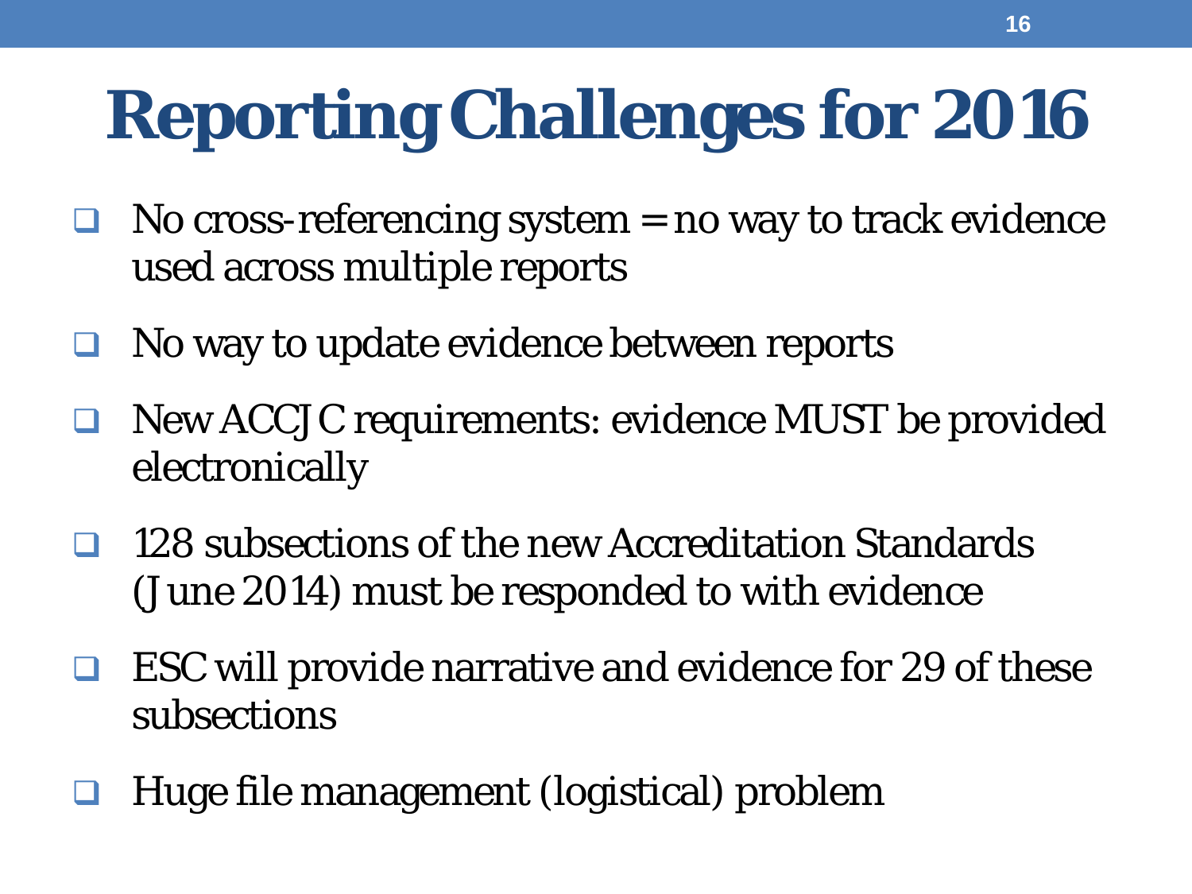# Reporting Challenges for 2016

- No cross-referencing system = no way to track evidence used across multiple reports
- No way to update evidence between reports
- New ACCJC requirements: evidence MUST be provided electronically
- 128 subsections of the new Accreditation Standards (June 2014) must be responded to with evidence
- ESC will provide narrative and evidence for 29 of these subsections
- Huge file management (logistical) problem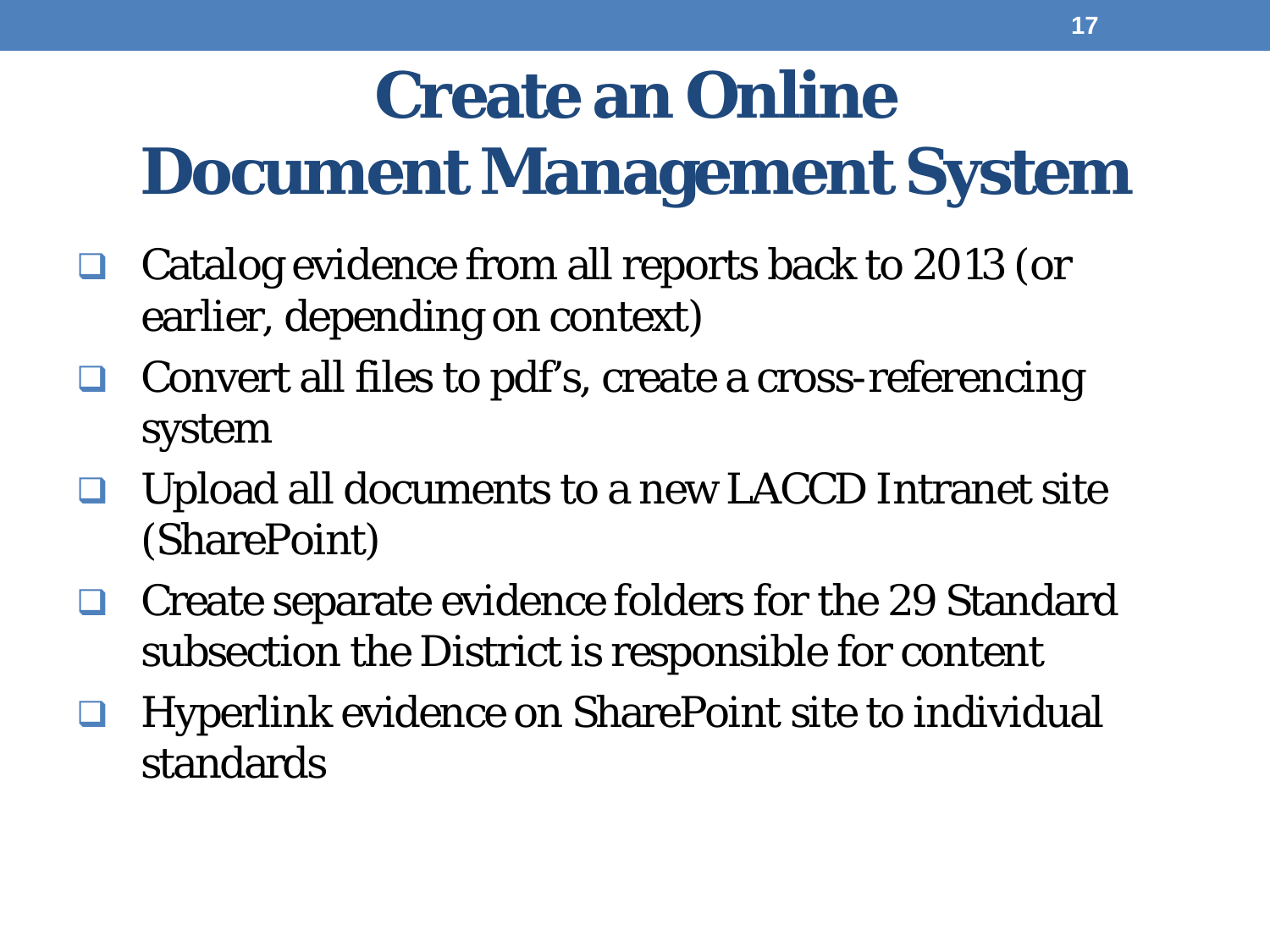# Create an Online Document Management System

- Catalog evidence from all reports back to 2013 (or earlier, depending on context)
- Convert all files to pdf's, create a cross-referencing system
- Upload all documents to a new LACCD Intranet site (SharePoint)
- Create separate evidence folders for the 29 Standard subsection the District is responsible for content
- Hyperlink evidence on SharePoint site to individual standards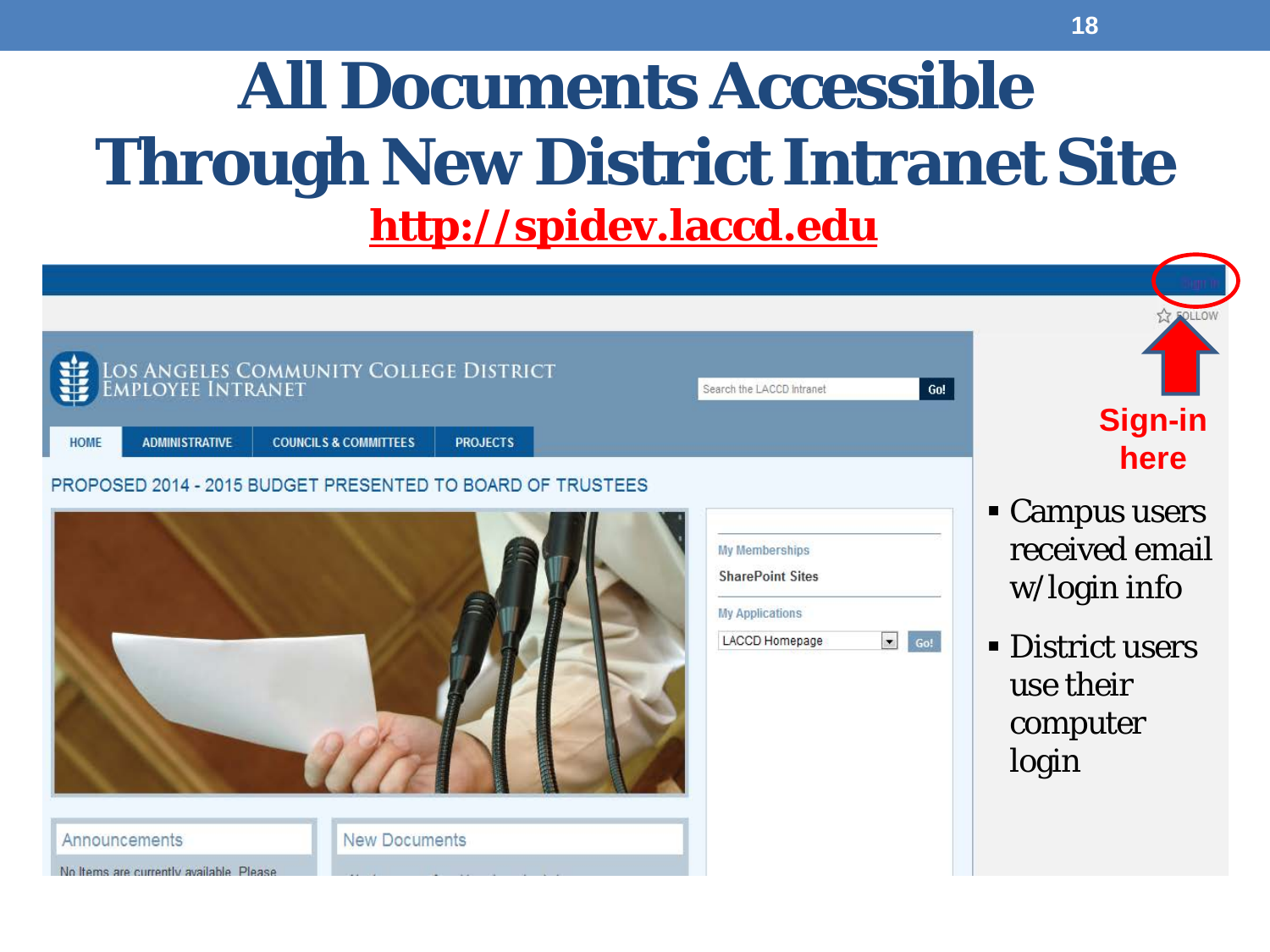# All Documents Accessible Through New District Intranet Site

**http://spidev.laccd.edu**

**Sign-in here**

- Campus users received email w/login info
- District users use their computer login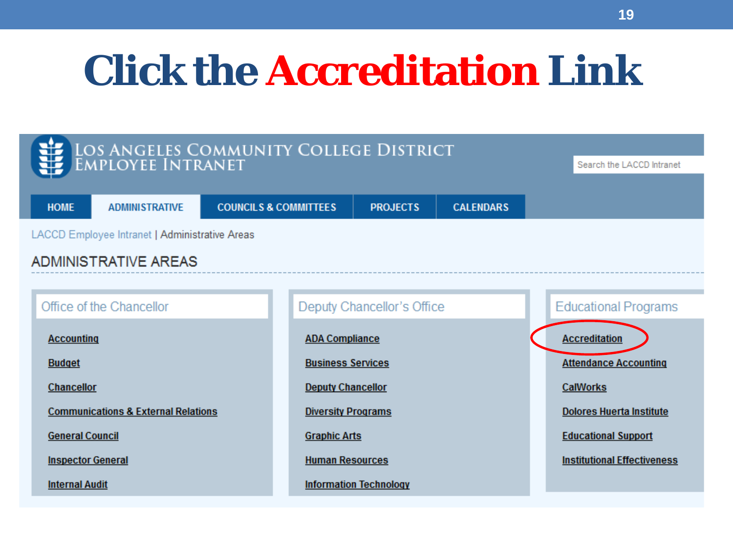# Click the Accreditation Link

LOS ANGELES COMMUNITY COLLEGE DISTRICT
EMPLOYEE INTRANET

Search the LACCD Intranet

HOME | ADMINISTRATIVE | COUNCILS & COMMITTEES | PROJECTS | CALENDARS

LACCD Employee Intranet | Administrative Areas

## ADMINISTRATIVE AREAS

### Office of the Chancellor

- Accounting
- Budget
- Chancellor
- Communications & External Relations
- General Council
- Inspector General
- Internal Audit

### Deputy Chancellor's Office

- ADA Compliance
- Business Services
- Deputy Chancellor
- Diversity Programs
- Graphic Arts
- Human Resources
- Information Technology

### Educational Programs

- Accreditation
- Attendance Accounting
- CalWorks
- Dolores Huerta Institute
- Educational Support
- Institutional Effectiveness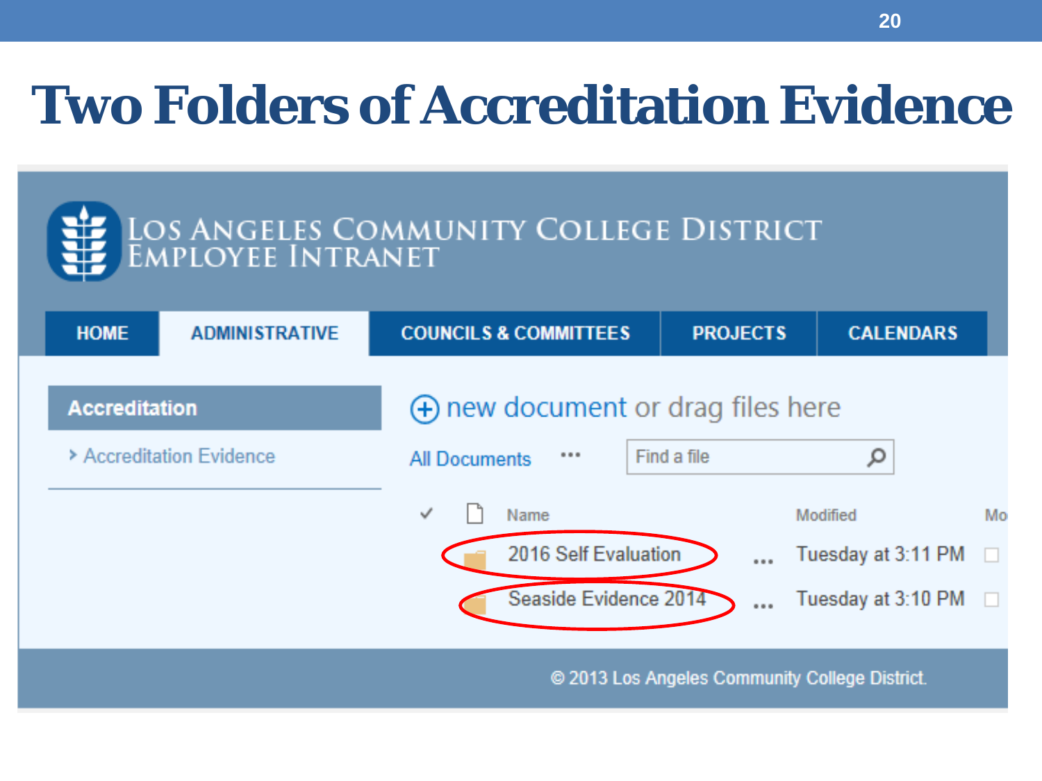# Two Folders of Accreditation Evidence

LOS ANGELES COMMUNITY COLLEGE DISTRICT
EMPLOYEE INTRANET

HOME | ADMINISTRATIVE | COUNCILS & COMMITTEES | PROJECTS | CALENDARS

**Accreditation**

› Accreditation Evidence

⊕ new document or drag files here

All Documents ··· Find a file

| ✓ | Name | | Modified | Mo |
|---|---|---|---|---|
| | 2016 Self Evaluation | ··· | Tuesday at 3:11 PM | |
| | Seaside Evidence 2014 | ··· | Tuesday at 3:10 PM | |

© 2013 Los Angeles Community College District.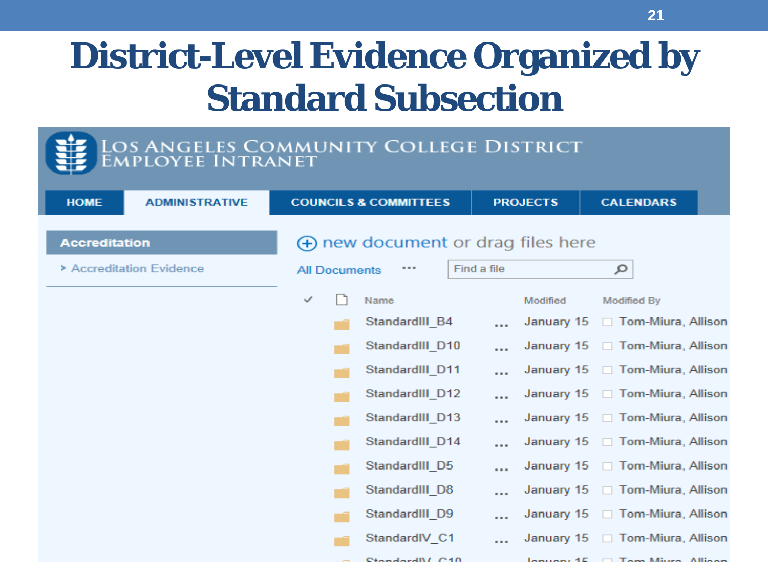# District-Level Evidence Organized by Standard Subsection

LOS ANGELES COMMUNITY COLLEGE DISTRICT
EMPLOYEE INTRANET

HOME | ADMINISTRATIVE | COUNCILS & COMMITTEES | PROJECTS | CALENDARS

**Accreditation**

› Accreditation Evidence

⊕ new document or drag files here

All Documents ••• Find a file

| Name | | Modified | Modified By |
|---|---|---|---|
| StandardIII_B4 | ... | January 15 | Tom-Miura, Allison |
| StandardIII_D10 | ... | January 15 | Tom-Miura, Allison |
| StandardIII_D11 | ... | January 15 | Tom-Miura, Allison |
| StandardIII_D12 | ... | January 15 | Tom-Miura, Allison |
| StandardIII_D13 | ... | January 15 | Tom-Miura, Allison |
| StandardIII_D14 | ... | January 15 | Tom-Miura, Allison |
| StandardIII_D5 | ... | January 15 | Tom-Miura, Allison |
| StandardIII_D8 | ... | January 15 | Tom-Miura, Allison |
| StandardIII_D9 | ... | January 15 | Tom-Miura, Allison |
| StandardIV_C1 | ... | January 15 | Tom-Miura, Allison |
| StandardIV_C10 | | January 15 | Tom-Miura, Allison |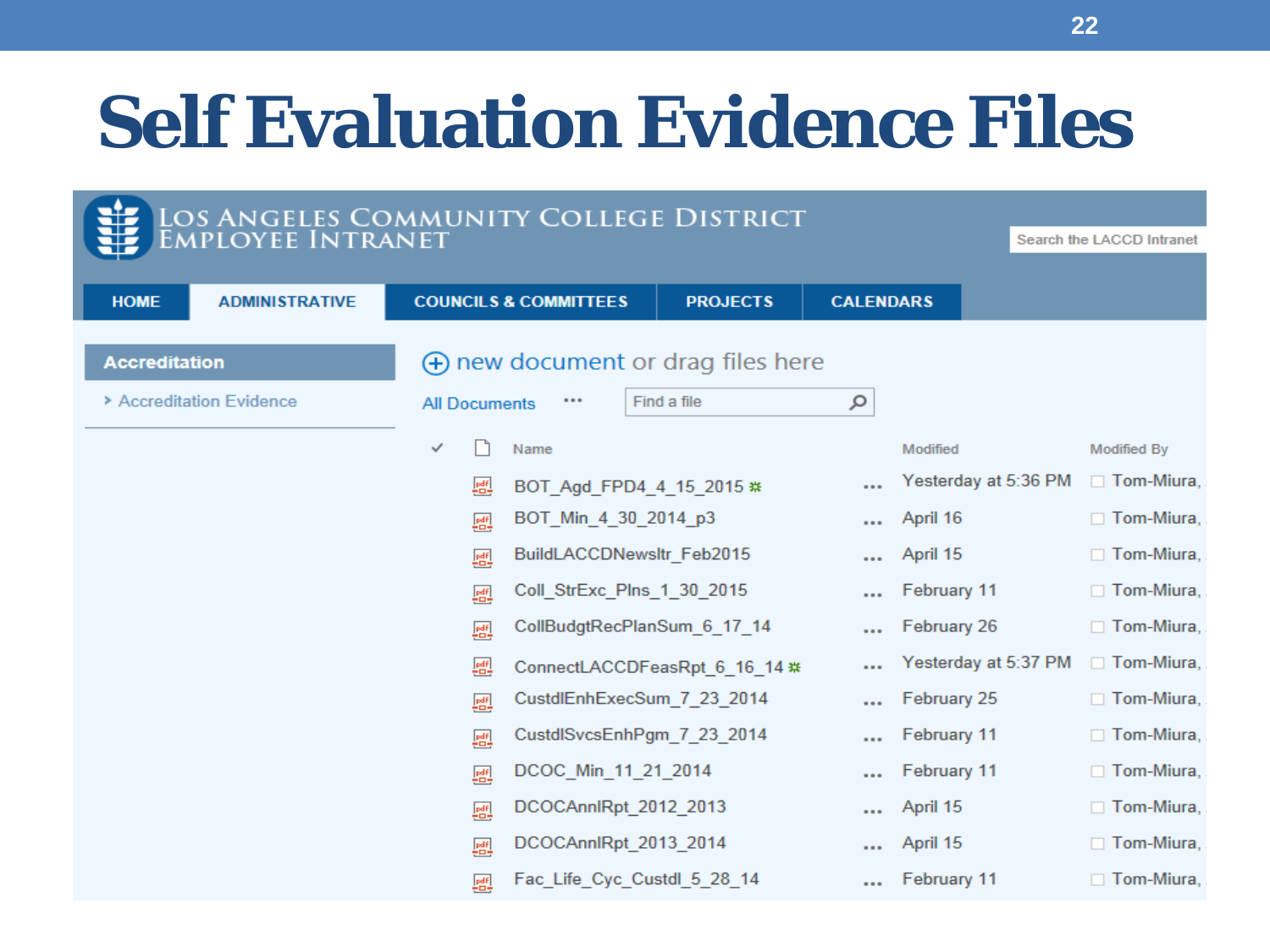# Self Evaluation Evidence Files

LOS ANGELES COMMUNITY COLLEGE DISTRICT
EMPLOYEE INTRANET

Search the LACCD Intranet

HOME | ADMINISTRATIVE | COUNCILS & COMMITTEES | PROJECTS | CALENDARS

**Accreditation**

- Accreditation Evidence

new document or drag files here

All Documents ... Find a file

| Name | | Modified | Modified By |
|---|---|---|---|
| BOT_Agd_FPD4_4_15_2015 | ... | Yesterday at 5:36 PM | Tom-Miura, |
| BOT_Min_4_30_2014_p3 | ... | April 16 | Tom-Miura, |
| BuildLACCDNewsltr_Feb2015 | ... | April 15 | Tom-Miura, |
| Coll_StrExc_Plns_1_30_2015 | ... | February 11 | Tom-Miura, |
| CollBudgtRecPlanSum_6_17_14 | ... | February 26 | Tom-Miura, |
| ConnectLACCDFeasRpt_6_16_14 | ... | Yesterday at 5:37 PM | Tom-Miura, |
| CustdlEnhExecSum_7_23_2014 | ... | February 25 | Tom-Miura, |
| CustdlSvcsEnhPgm_7_23_2014 | ... | February 11 | Tom-Miura, |
| DCOC_Min_11_21_2014 | ... | February 11 | Tom-Miura, |
| DCOCAnnlRpt_2012_2013 | ... | April 15 | Tom-Miura, |
| DCOCAnnlRpt_2013_2014 | ... | April 15 | Tom-Miura, |
| Fac_Life_Cyc_Custdl_5_28_14 | ... | February 11 | Tom-Miura, |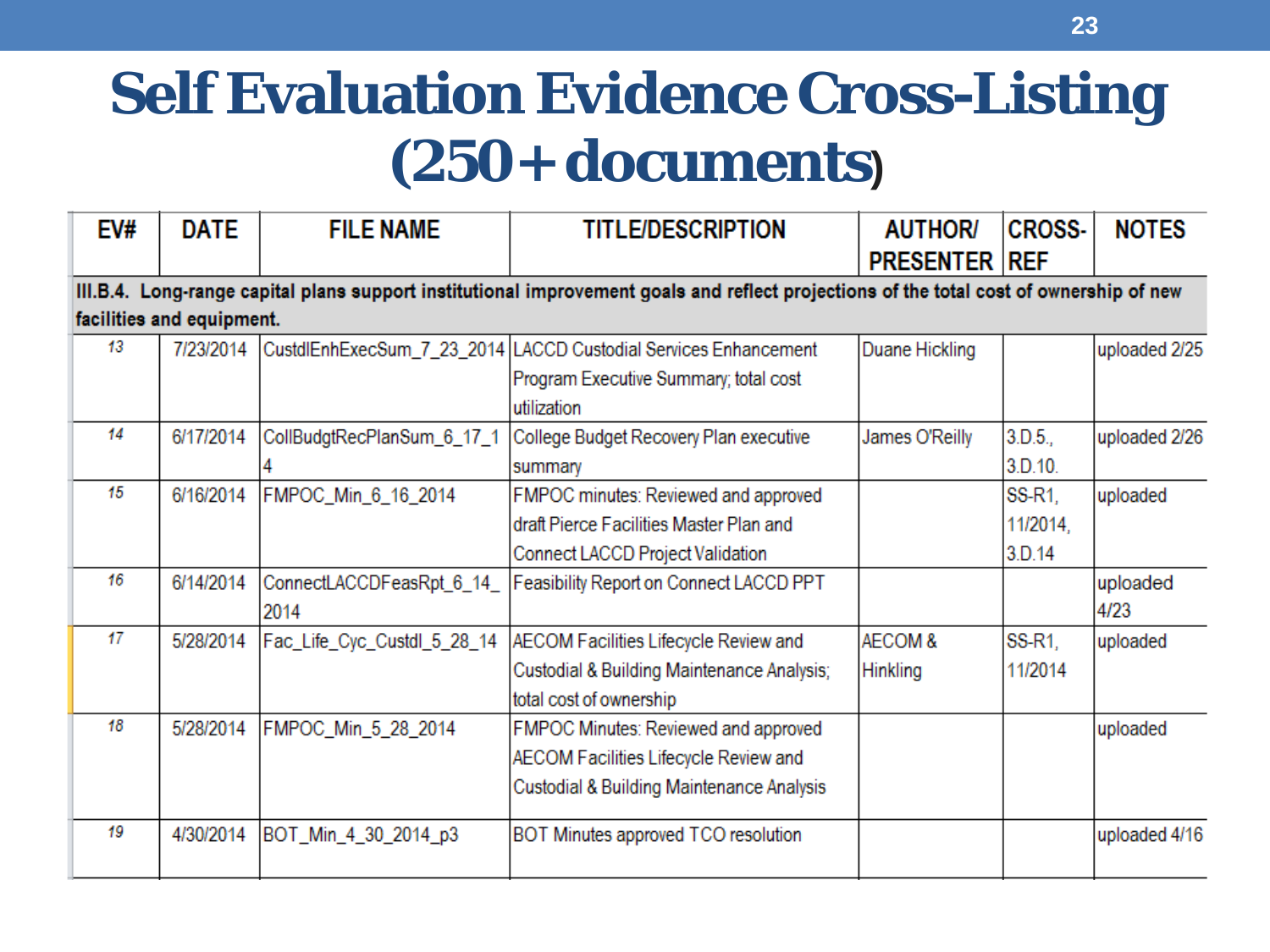# Self Evaluation Evidence Cross-Listing (250+ documents)

| EV# | DATE | FILE NAME | TITLE/DESCRIPTION | AUTHOR/ PRESENTER | CROSS-REF | NOTES |
|---|---|---|---|---|---|---|
| **III.B.4. Long-range capital plans support institutional improvement goals and reflect projections of the total cost of ownership of new facilities and equipment.** | | | | | | |
| 13 | 7/23/2014 | CustdlEnhExecSum_7_23_2014 | LACCD Custodial Services Enhancement Program Executive Summary; total cost utilization | Duane Hickling | | uploaded 2/25 |
| 14 | 6/17/2014 | CollBudgtRecPlanSum_6_17_14 | College Budget Recovery Plan executive summary | James O'Reilly | 3.D.5., 3.D.10. | uploaded 2/26 |
| 15 | 6/16/2014 | FMPOC_Min_6_16_2014 | FMPOC minutes: Reviewed and approved draft Pierce Facilities Master Plan and Connect LACCD Project Validation | | SS-R1, 11/2014, 3.D.14 | uploaded |
| 16 | 6/14/2014 | ConnectLACCDFeasRpt_6_14_2014 | Feasibility Report on Connect LACCD PPT | | | uploaded 4/23 |
| 17 | 5/28/2014 | Fac_Life_Cyc_Custdl_5_28_14 | AECOM Facilities Lifecycle Review and Custodial & Building Maintenance Analysis; total cost of ownership | AECOM & Hinkling | SS-R1, 11/2014 | uploaded |
| 18 | 5/28/2014 | FMPOC_Min_5_28_2014 | FMPOC Minutes: Reviewed and approved AECOM Facilities Lifecycle Review and Custodial & Building Maintenance Analysis | | | uploaded |
| 19 | 4/30/2014 | BOT_Min_4_30_2014_p3 | BOT Minutes approved TCO resolution | | | uploaded 4/16 |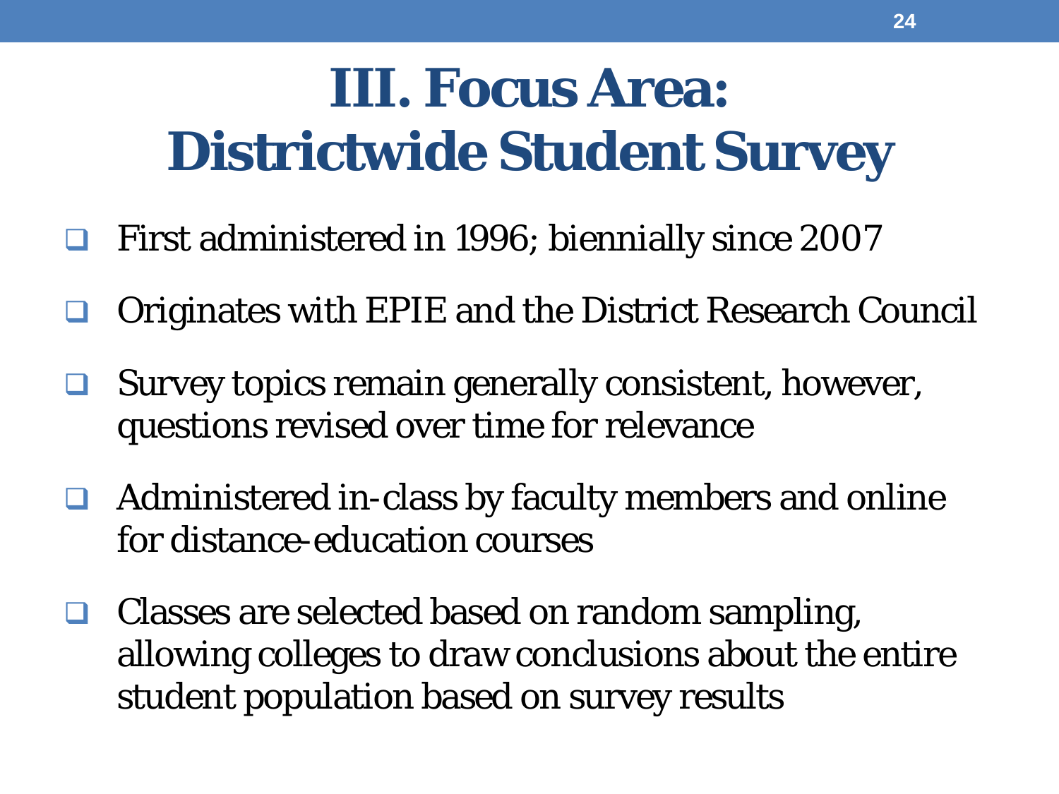# III. Focus Area: Districtwide Student Survey

- First administered in 1996; biennially since 2007
- Originates with EPIE and the District Research Council
- Survey topics remain generally consistent, however, questions revised over time for relevance
- Administered in-class by faculty members and online for distance-education courses
- Classes are selected based on random sampling, allowing colleges to draw conclusions about the entire student population based on survey results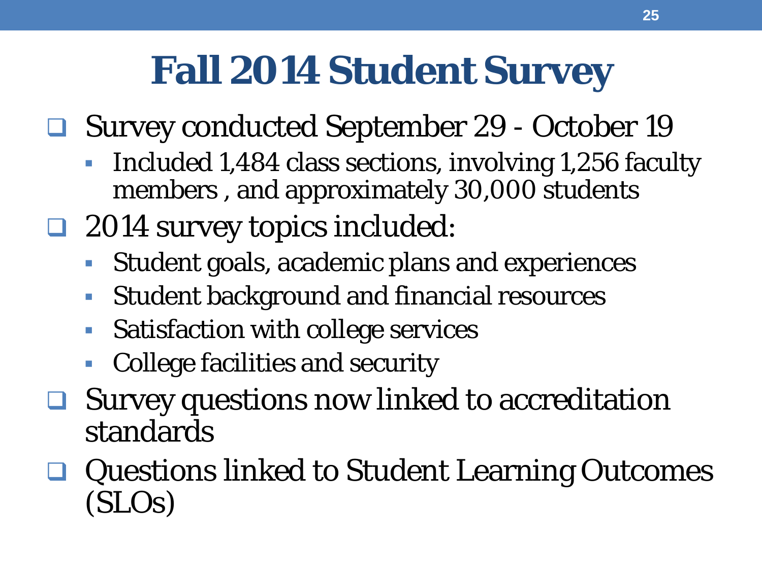# Fall 2014 Student Survey

- Survey conducted September 29 - October 19
  - Included 1,484 class sections, involving 1,256 faculty members , and approximately 30,000 students
- 2014 survey topics included:
  - Student goals, academic plans and experiences
  - Student background and financial resources
  - Satisfaction with college services
  - College facilities and security
- Survey questions now linked to accreditation standards
- Questions linked to Student Learning Outcomes (SLOs)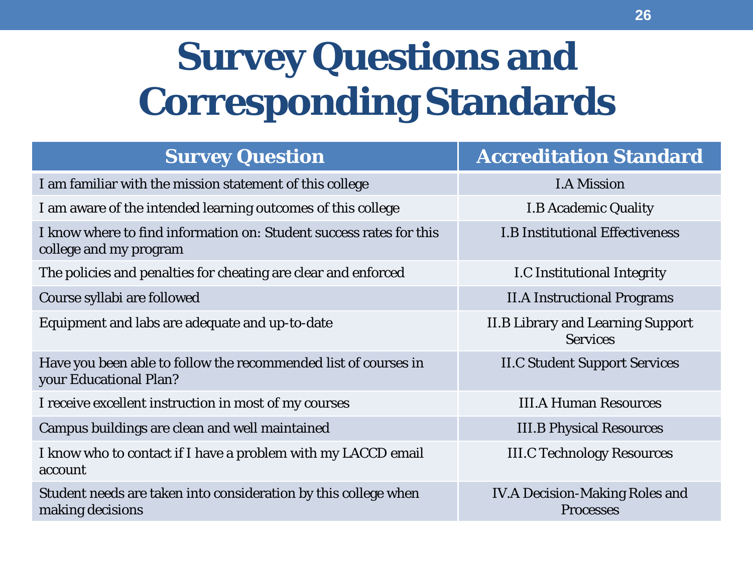# Survey Questions and Corresponding Standards

| Survey Question | Accreditation Standard |
| --- | --- |
| I am familiar with the mission statement of this college | I.A Mission |
| I am aware of the intended learning outcomes of this college | I.B Academic Quality |
| I know where to find information on: Student success rates for this college and my program | I.B Institutional Effectiveness |
| The policies and penalties for cheating are clear and enforced | I.C Institutional Integrity |
| Course syllabi are followed | II.A Instructional Programs |
| Equipment and labs are adequate and up-to-date | II.B Library and Learning Support Services |
| Have you been able to follow the recommended list of courses in your Educational Plan? | II.C Student Support Services |
| I receive excellent instruction in most of my courses | III.A Human Resources |
| Campus buildings are clean and well maintained | III.B Physical Resources |
| I know who to contact if I have a problem with my LACCD email account | III.C Technology Resources |
| Student needs are taken into consideration by this college when making decisions | IV.A Decision-Making Roles and Processes |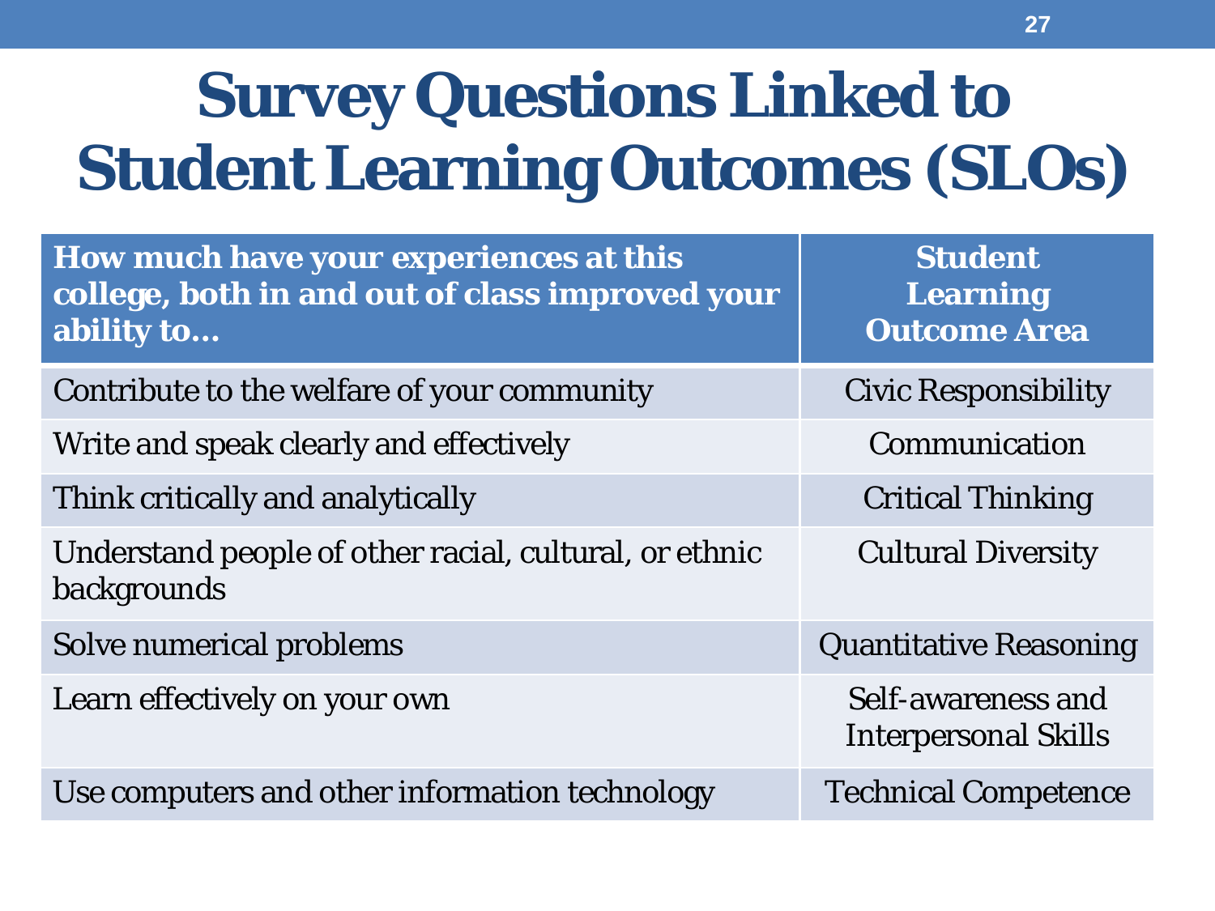# Survey Questions Linked to Student Learning Outcomes (SLOs)

| How much have your experiences at this college, both in and out of class improved your ability to… | Student Learning Outcome Area |
|---|---|
| Contribute to the welfare of your community | Civic Responsibility |
| Write and speak clearly and effectively | Communication |
| Think critically and analytically | Critical Thinking |
| Understand people of other racial, cultural, or ethnic backgrounds | Cultural Diversity |
| Solve numerical problems | Quantitative Reasoning |
| Learn effectively on your own | Self-awareness and Interpersonal Skills |
| Use computers and other information technology | Technical Competence |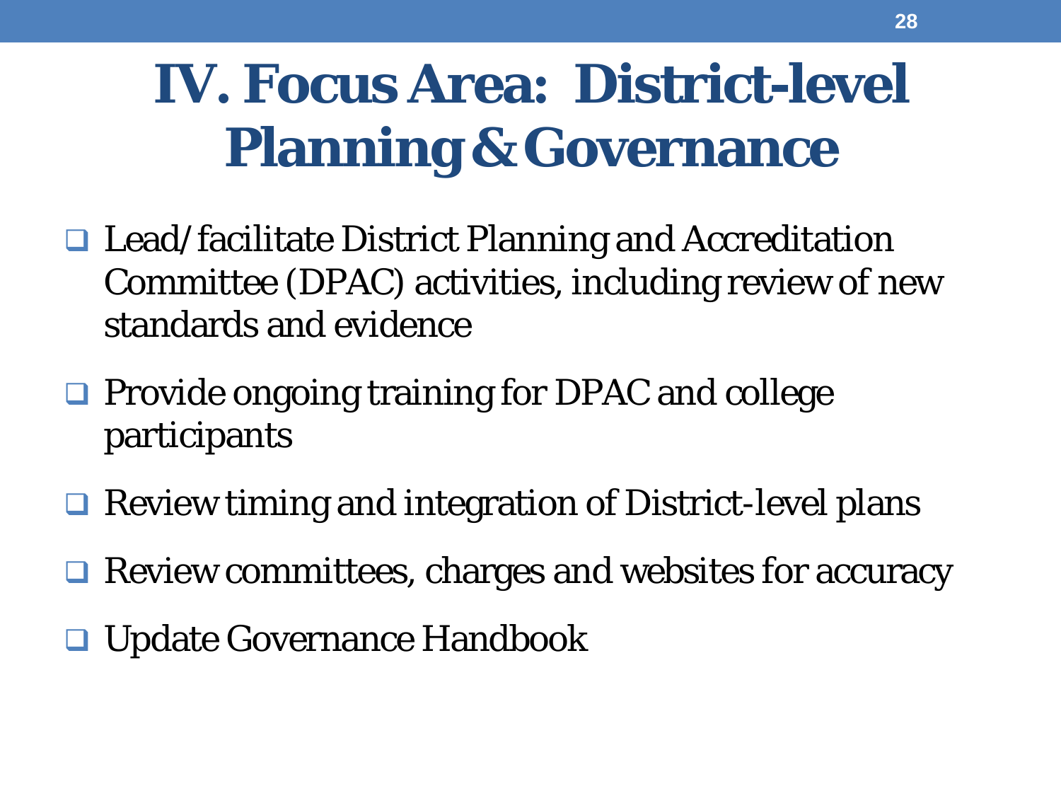# IV. Focus Area: District-level Planning & Governance

- Lead/facilitate District Planning and Accreditation Committee (DPAC) activities, including review of new standards and evidence
- Provide ongoing training for DPAC and college participants
- Review timing and integration of District-level plans
- Review committees, charges and websites for accuracy
- Update Governance Handbook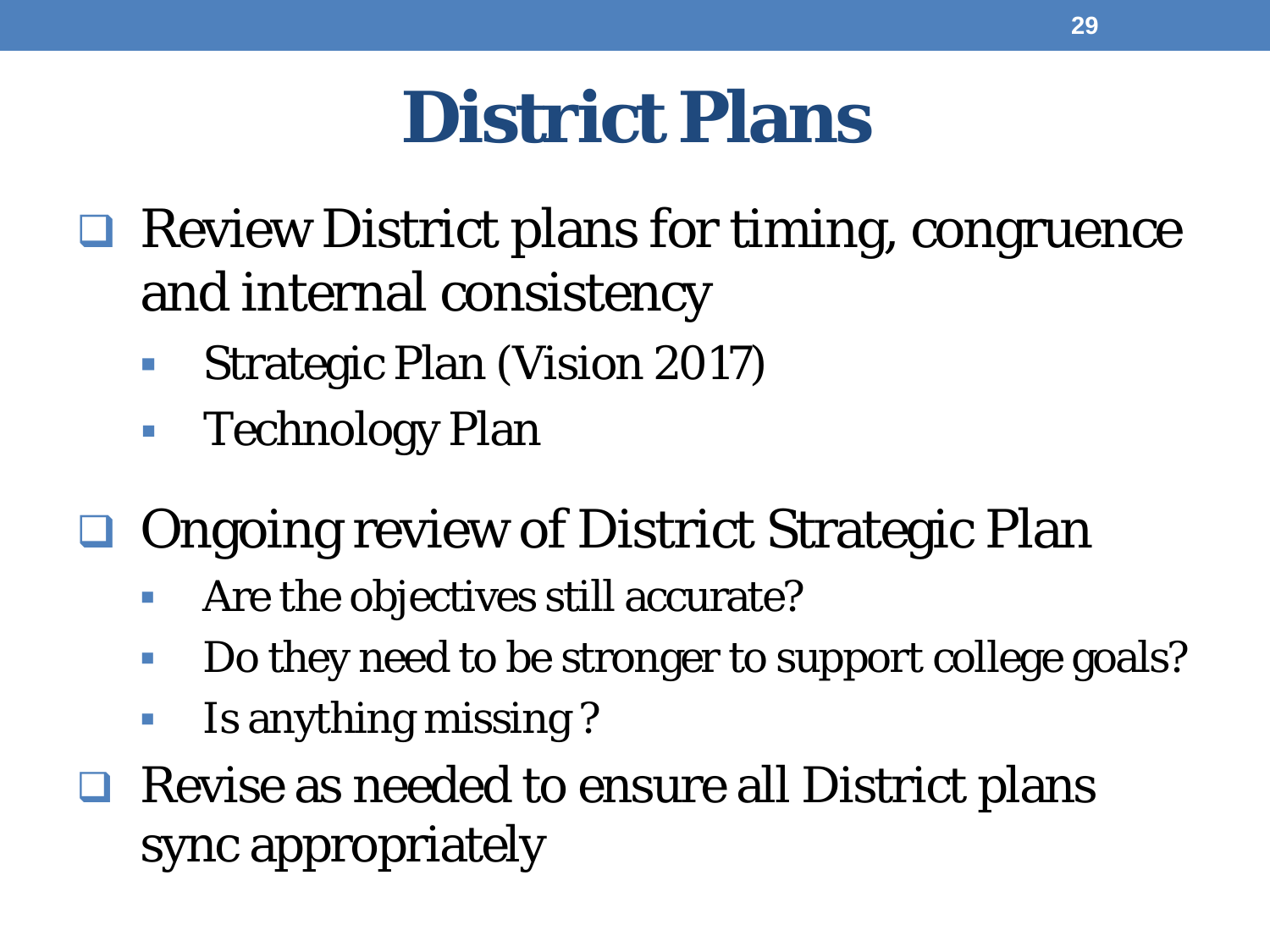# District Plans

- Review District plans for timing, congruence and internal consistency
  - Strategic Plan (Vision 2017)
  - Technology Plan
- Ongoing review of District Strategic Plan
  - Are the objectives still accurate?
  - Do they need to be stronger to support college goals?
  - Is anything missing ?
- Revise as needed to ensure all District plans sync appropriately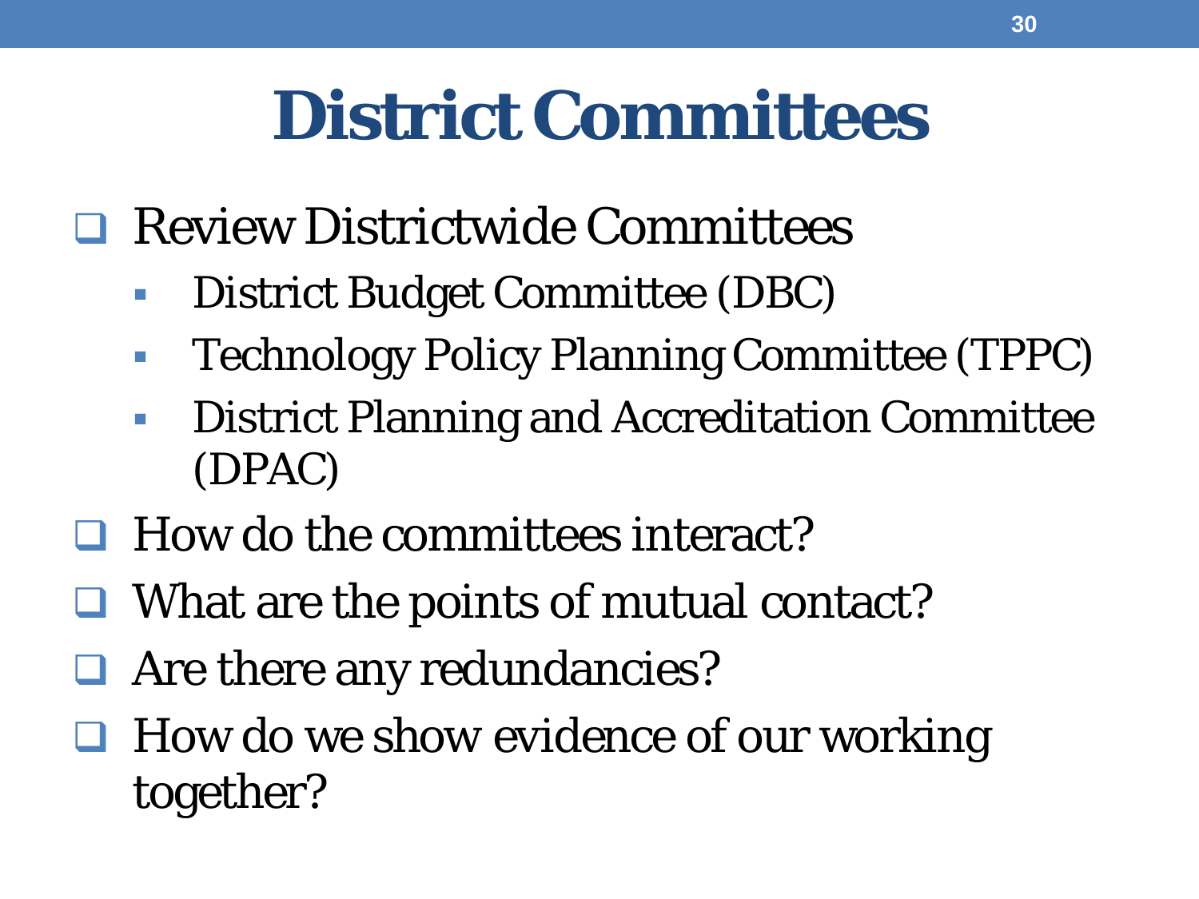# District Committees

- Review Districtwide Committees
  - District Budget Committee (DBC)
  - Technology Policy Planning Committee (TPPC)
  - District Planning and Accreditation Committee (DPAC)
- How do the committees interact?
- What are the points of mutual contact?
- Are there any redundancies?
- How do we show evidence of our working together?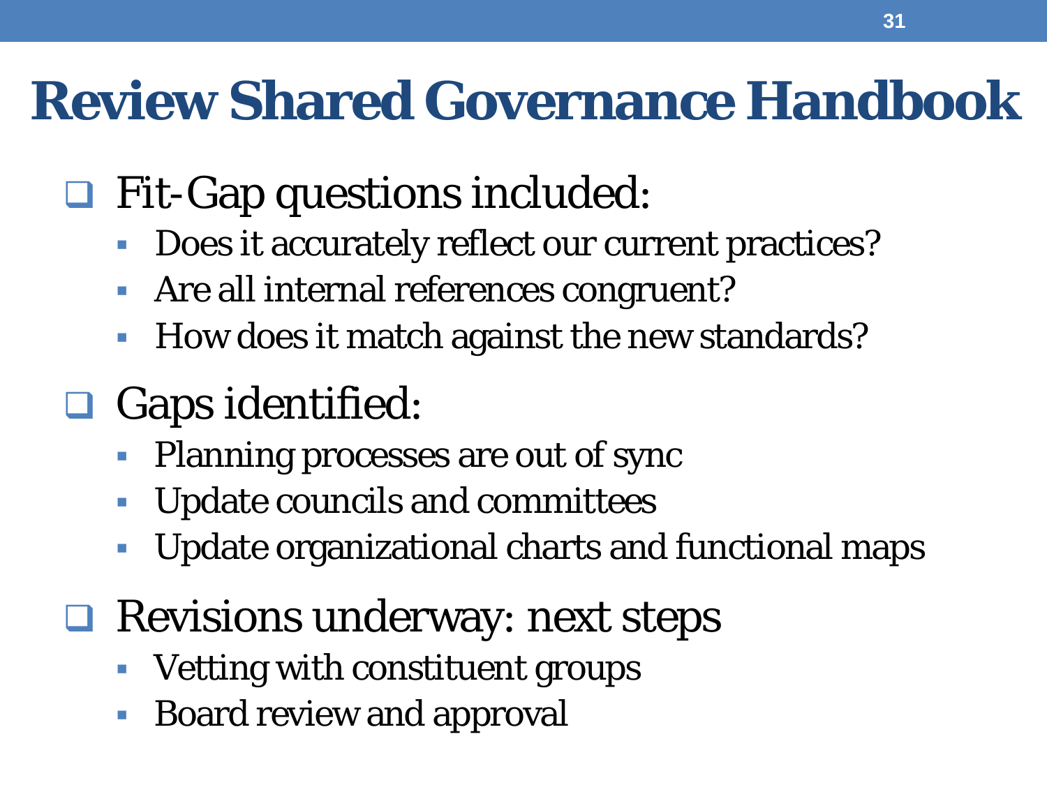# Review Shared Governance Handbook

- Fit-Gap questions included:
  - Does it accurately reflect our current practices?
  - Are all internal references congruent?
  - How does it match against the new standards?
- Gaps identified:
  - Planning processes are out of sync
  - Update councils and committees
  - Update organizational charts and functional maps
- Revisions underway: next steps
  - Vetting with constituent groups
  - Board review and approval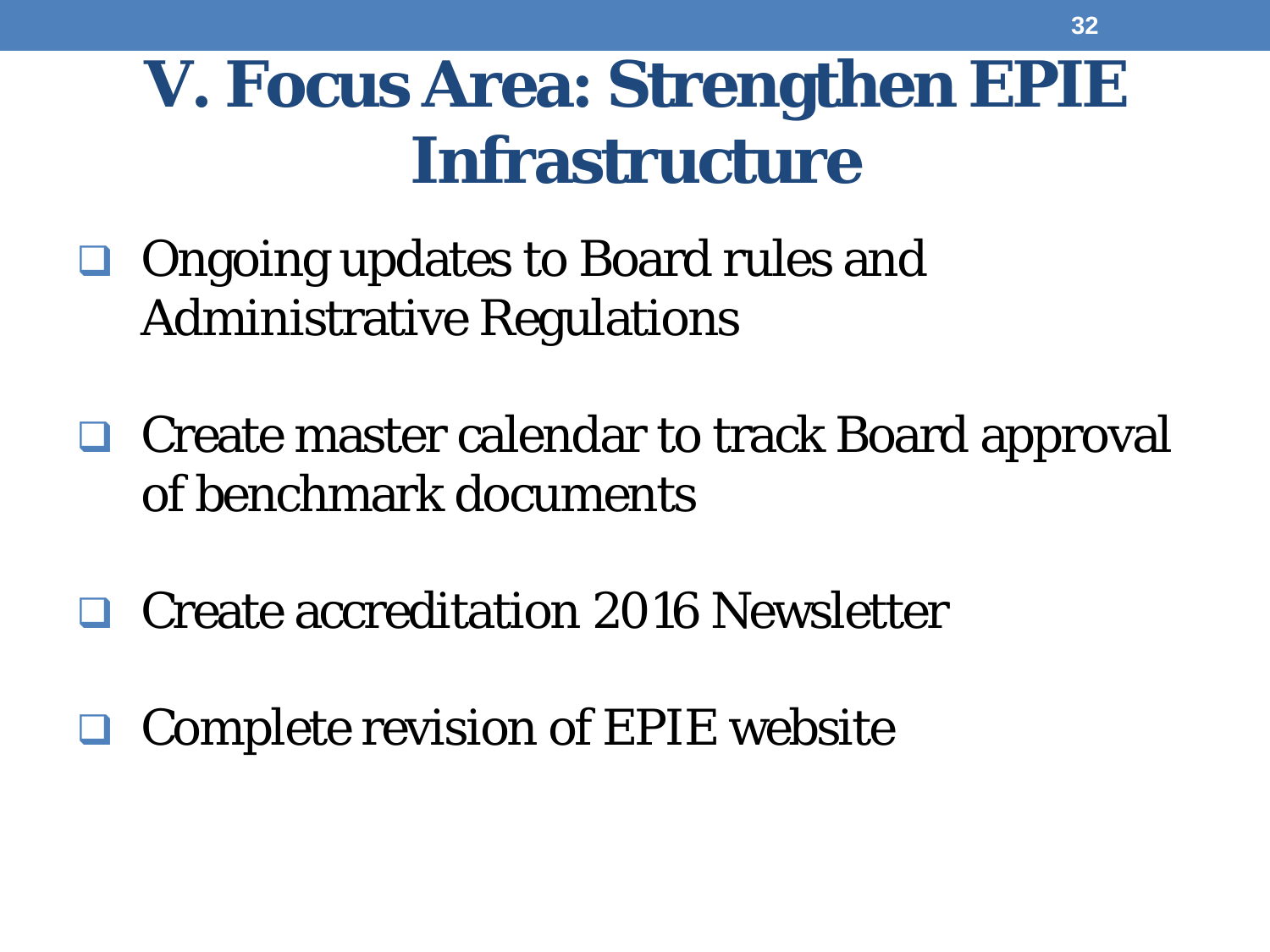# V. Focus Area: Strengthen EPIE Infrastructure

- Ongoing updates to Board rules and Administrative Regulations
- Create master calendar to track Board approval of benchmark documents
- Create accreditation 2016 Newsletter
- Complete revision of EPIE website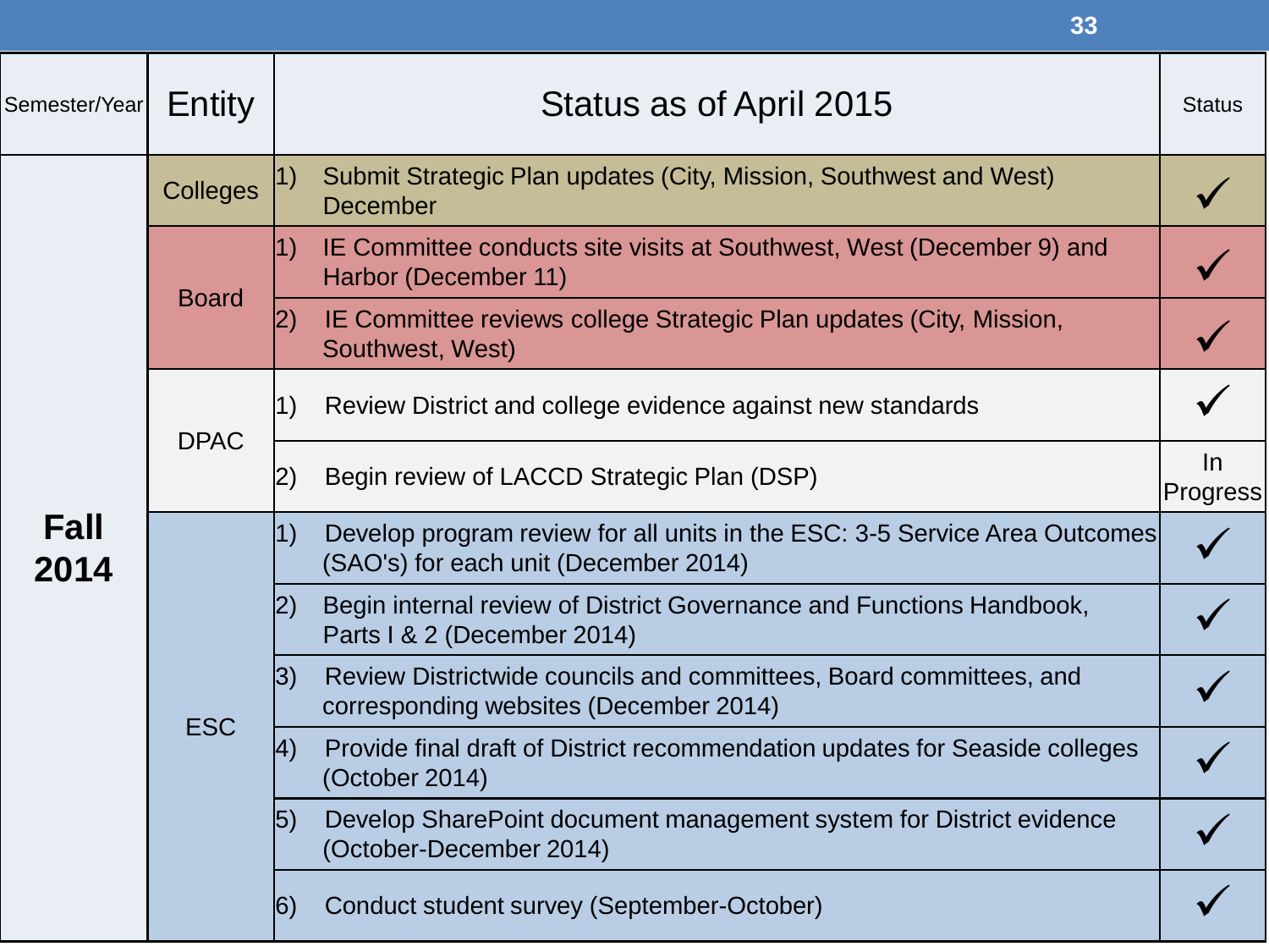| Semester/Year | Entity | Status as of April 2015 | Status |
|---|---|---|---|
| **Fall 2014** | Colleges | 1) Submit Strategic Plan updates (City, Mission, Southwest and West) December | ✓ |
| | Board | 1) IE Committee conducts site visits at Southwest, West (December 9) and Harbor (December 11) | ✓ |
| | | 2) IE Committee reviews college Strategic Plan updates (City, Mission, Southwest, West) | ✓ |
| | DPAC | 1) Review District and college evidence against new standards | ✓ |
| | | 2) Begin review of LACCD Strategic Plan (DSP) | In Progress |
| | ESC | 1) Develop program review for all units in the ESC: 3-5 Service Area Outcomes (SAO's) for each unit (December 2014) | ✓ |
| | | 2) Begin internal review of District Governance and Functions Handbook, Parts I & 2 (December 2014) | ✓ |
| | | 3) Review Districtwide councils and committees, Board committees, and corresponding websites (December 2014) | ✓ |
| | | 4) Provide final draft of District recommendation updates for Seaside colleges (October 2014) | ✓ |
| | | 5) Develop SharePoint document management system for District evidence (October-December 2014) | ✓ |
| | | 6) Conduct student survey (September-October) | ✓ |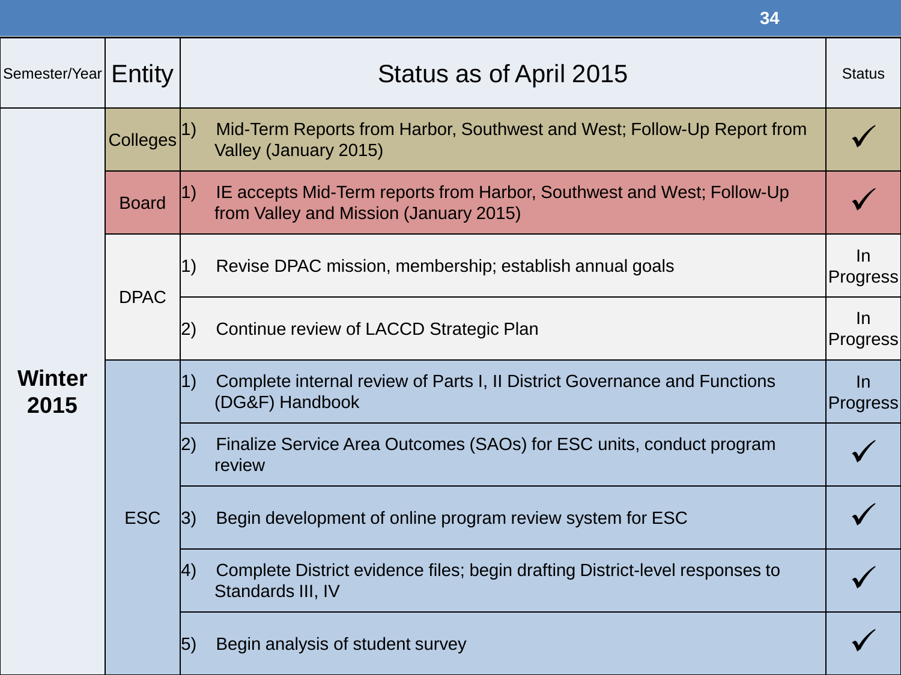| Semester/Year | Entity | Status as of April 2015 | Status |
|---|---|---|---|
| **Winter 2015** | Colleges | 1) Mid-Term Reports from Harbor, Southwest and West; Follow-Up Report from Valley (January 2015) | ✓ |
| | Board | 1) IE accepts Mid-Term reports from Harbor, Southwest and West; Follow-Up from Valley and Mission (January 2015) | ✓ |
| | DPAC | 1) Revise DPAC mission, membership; establish annual goals | In Progress |
| | | 2) Continue review of LACCD Strategic Plan | In Progress |
| | ESC | 1) Complete internal review of Parts I, II District Governance and Functions (DG&F) Handbook | In Progress |
| | | 2) Finalize Service Area Outcomes (SAOs) for ESC units, conduct program review | ✓ |
| | | 3) Begin development of online program review system for ESC | ✓ |
| | | 4) Complete District evidence files; begin drafting District-level responses to Standards III, IV | ✓ |
| | | 5) Begin analysis of student survey | ✓ |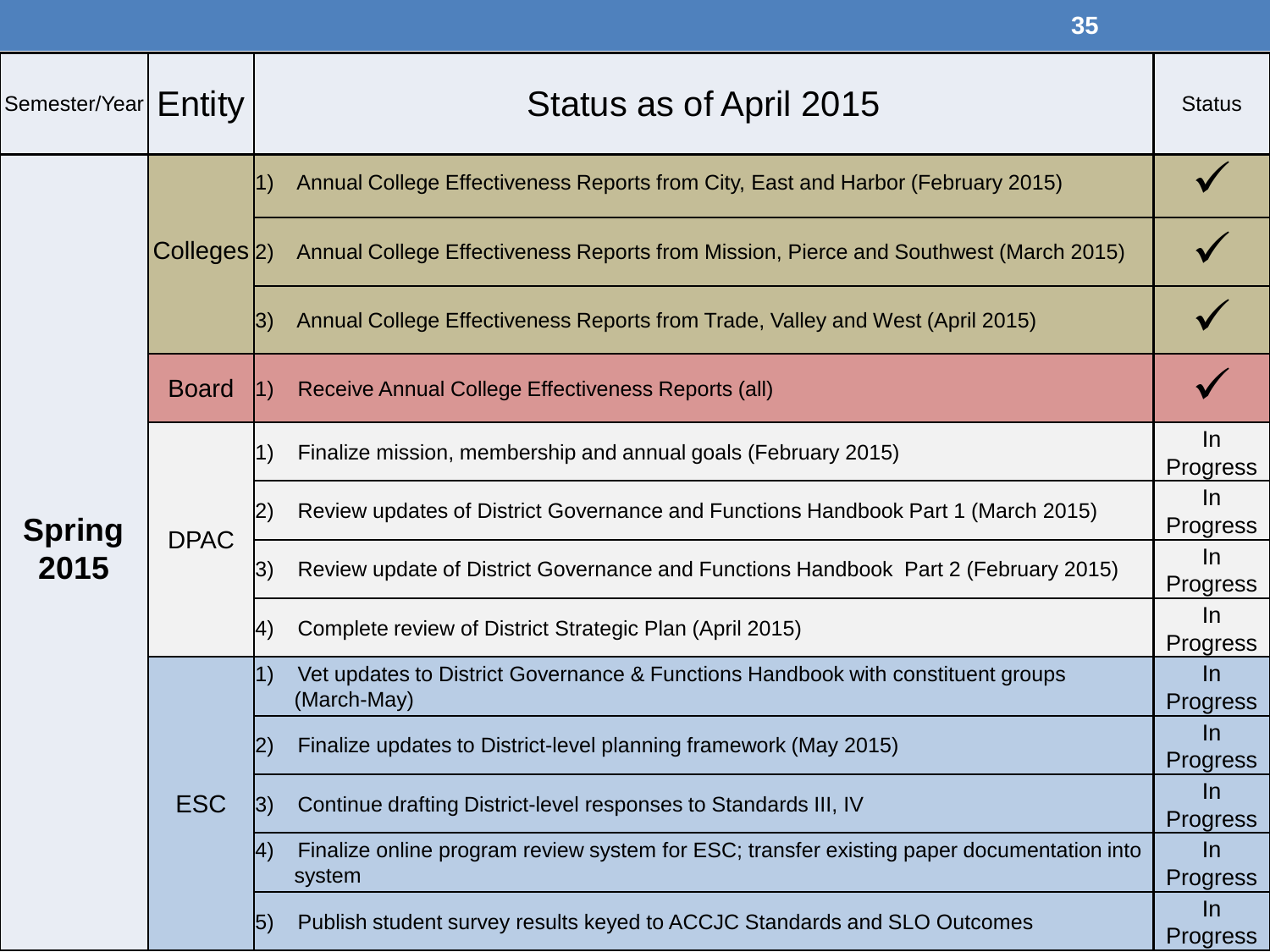| Semester/Year | Entity | Status as of April 2015 | Status |
|---|---|---|---|
| **Spring 2015** | Colleges | 1) Annual College Effectiveness Reports from City, East and Harbor (February 2015) | ✓ |
| | | 2) Annual College Effectiveness Reports from Mission, Pierce and Southwest (March 2015) | ✓ |
| | | 3) Annual College Effectiveness Reports from Trade, Valley and West (April 2015) | ✓ |
| | Board | 1) Receive Annual College Effectiveness Reports (all) | ✓ |
| | DPAC | 1) Finalize mission, membership and annual goals (February 2015) | In Progress |
| | | 2) Review updates of District Governance and Functions Handbook Part 1 (March 2015) | In Progress |
| | | 3) Review update of District Governance and Functions Handbook Part 2 (February 2015) | In Progress |
| | | 4) Complete review of District Strategic Plan (April 2015) | In Progress |
| | ESC | 1) Vet updates to District Governance & Functions Handbook with constituent groups (March-May) | In Progress |
| | | 2) Finalize updates to District-level planning framework (May 2015) | In Progress |
| | | 3) Continue drafting District-level responses to Standards III, IV | In Progress |
| | | 4) Finalize online program review system for ESC; transfer existing paper documentation into system | In Progress |
| | | 5) Publish student survey results keyed to ACCJC Standards and SLO Outcomes | In Progress |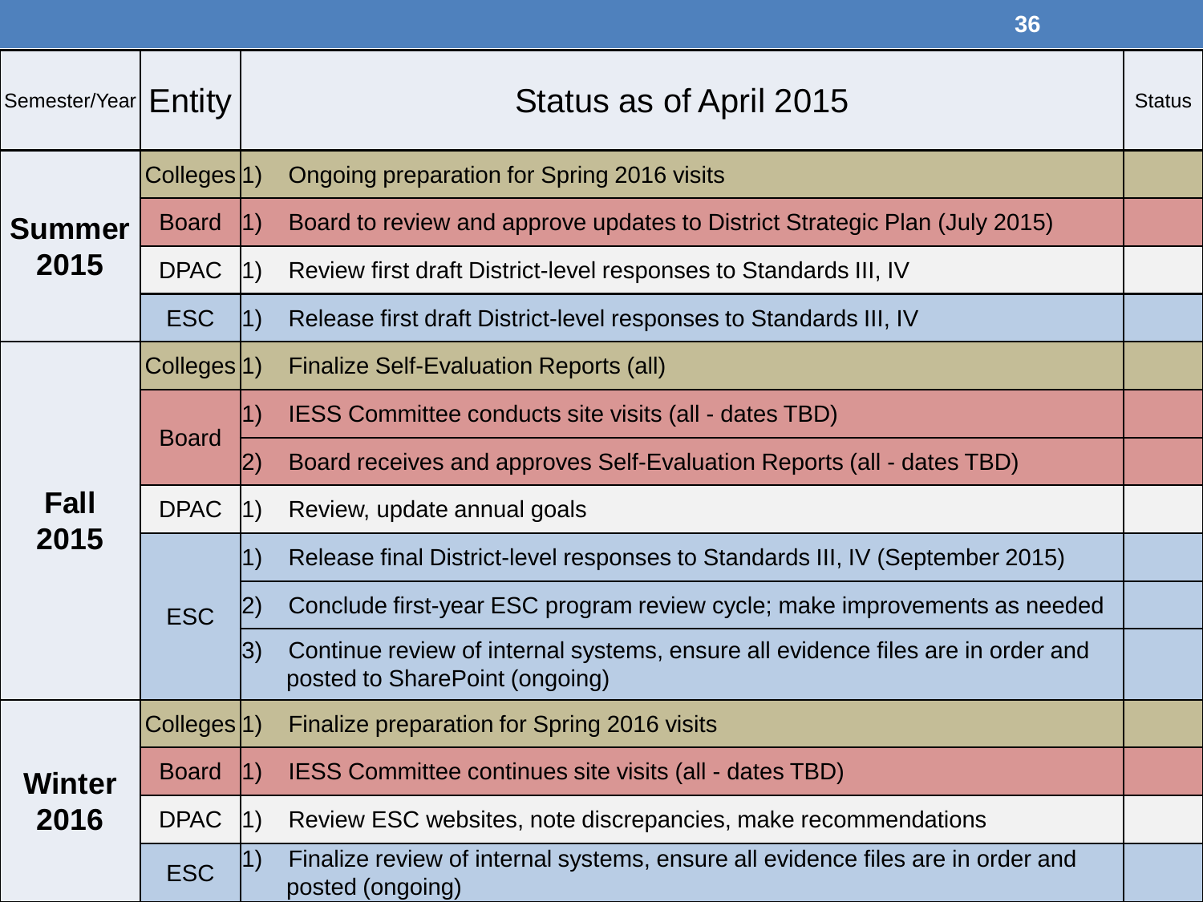| Semester/Year | Entity | Status as of April 2015 | Status |
|---|---|---|---|
| **Summer 2015** | Colleges | 1) Ongoing preparation for Spring 2016 visits | |
| | Board | 1) Board to review and approve updates to District Strategic Plan (July 2015) | |
| | DPAC | 1) Review first draft District-level responses to Standards III, IV | |
| | ESC | 1) Release first draft District-level responses to Standards III, IV | |
| **Fall 2015** | Colleges | 1) Finalize Self-Evaluation Reports (all) | |
| | Board | 1) IESS Committee conducts site visits (all - dates TBD) | |
| | | 2) Board receives and approves Self-Evaluation Reports (all - dates TBD) | |
| | DPAC | 1) Review, update annual goals | |
| | ESC | 1) Release final District-level responses to Standards III, IV (September 2015) | |
| | | 2) Conclude first-year ESC program review cycle; make improvements as needed | |
| | | 3) Continue review of internal systems, ensure all evidence files are in order and posted to SharePoint (ongoing) | |
| **Winter 2016** | Colleges | 1) Finalize preparation for Spring 2016 visits | |
| | Board | 1) IESS Committee continues site visits (all - dates TBD) | |
| | DPAC | 1) Review ESC websites, note discrepancies, make recommendations | |
| | ESC | 1) Finalize review of internal systems, ensure all evidence files are in order and posted (ongoing) | |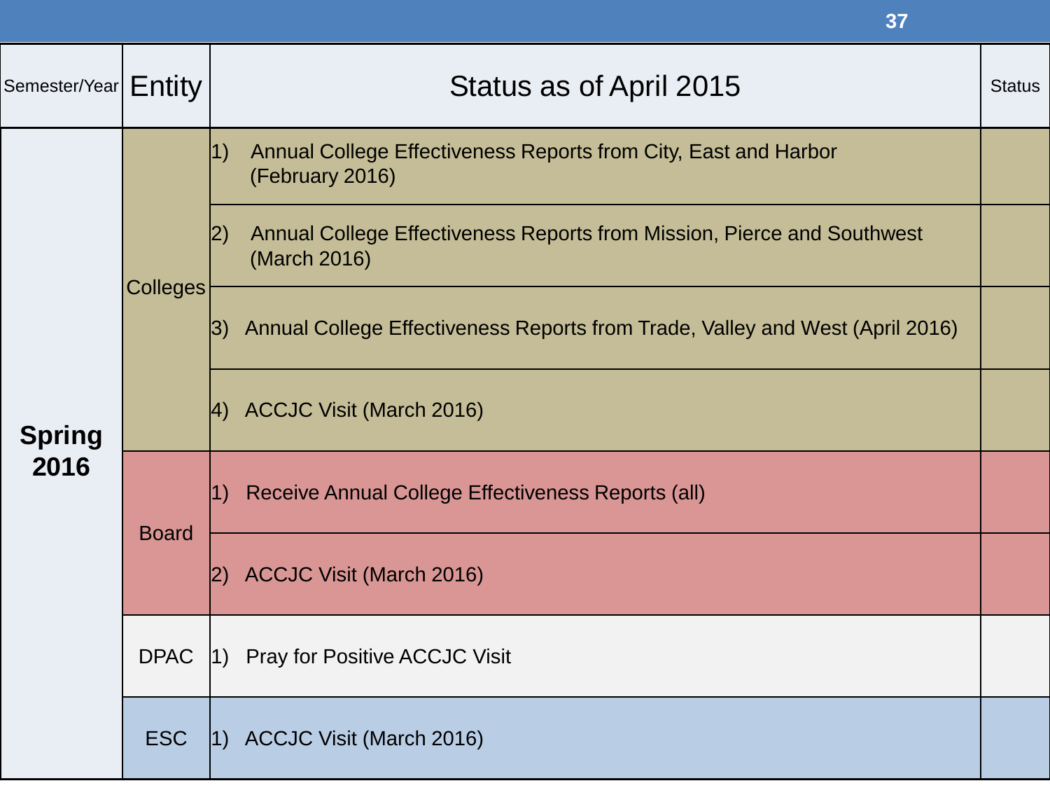| Semester/Year | Entity | Status as of April 2015 | Status |
|---|---|---|---|
| **Spring 2016** | Colleges | 1) Annual College Effectiveness Reports from City, East and Harbor (February 2016) | |
| | | 2) Annual College Effectiveness Reports from Mission, Pierce and Southwest (March 2016) | |
| | | 3) Annual College Effectiveness Reports from Trade, Valley and West (April 2016) | |
| | | 4) ACCJC Visit (March 2016) | |
| | Board | 1) Receive Annual College Effectiveness Reports (all) | |
| | | 2) ACCJC Visit (March 2016) | |
| | DPAC | 1) Pray for Positive ACCJC Visit | |
| | ESC | 1) ACCJC Visit (March 2016) | |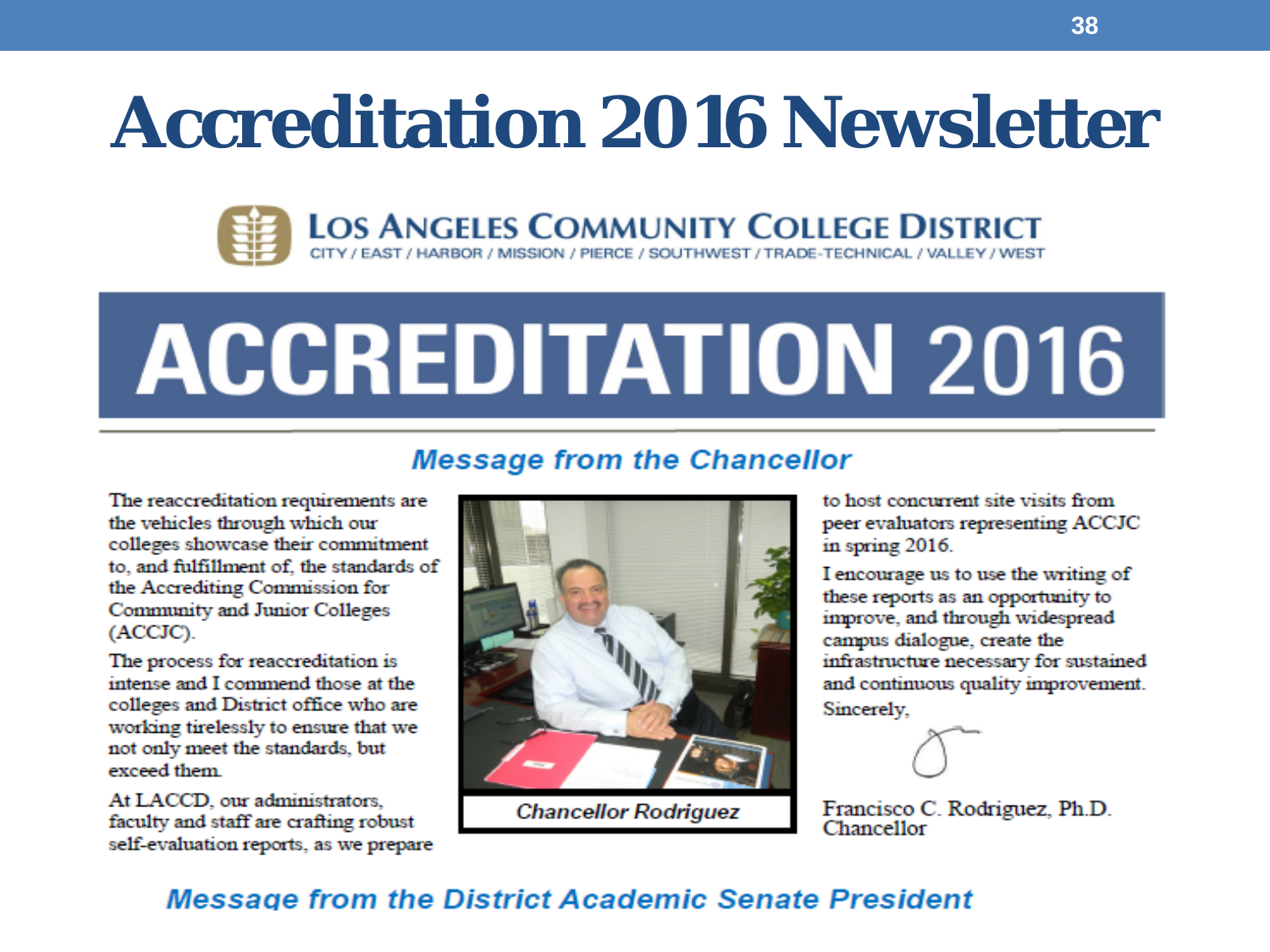# Accreditation 2016 Newsletter

**LOS ANGELES COMMUNITY COLLEGE DISTRICT**
CITY / EAST / HARBOR / MISSION / PIERCE / SOUTHWEST / TRADE-TECHNICAL / VALLEY / WEST

# ACCREDITATION 2016

## *Message from the Chancellor*

The reaccreditation requirements are the vehicles through which our colleges showcase their commitment to, and fulfillment of, the standards of the Accrediting Commission for Community and Junior Colleges (ACCJC).

The process for reaccreditation is intense and I commend those at the colleges and District office who are working tirelessly to ensure that we not only meet the standards, but exceed them.

At LACCD, our administrators, faculty and staff are crafting robust self-evaluation reports, as we prepare to host concurrent site visits from peer evaluators representing ACCJC in spring 2016.

I encourage us to use the writing of these reports as an opportunity to improve, and through widespread campus dialogue, create the infrastructure necessary for sustained and continuous quality improvement.

*Chancellor Rodriguez*

Sincerely,

Francisco C. Rodriguez, Ph.D.
Chancellor

## *Message from the District Academic Senate President*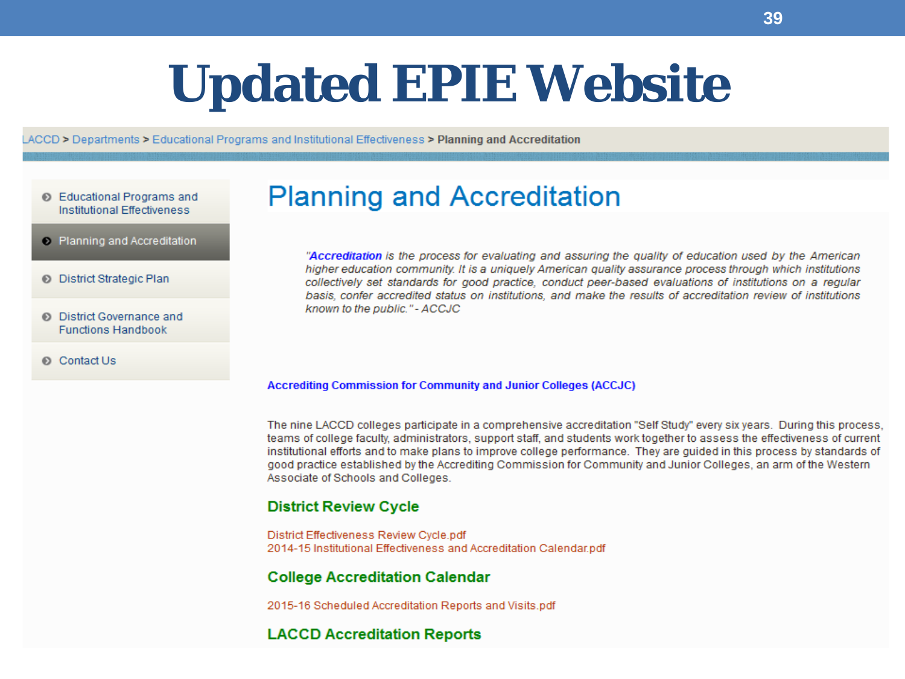# Updated EPIE Website

LACCD > Departments > Educational Programs and Institutional Effectiveness > **Planning and Accreditation**

- Educational Programs and Institutional Effectiveness
- Planning and Accreditation
- District Strategic Plan
- District Governance and Functions Handbook
- Contact Us

## Planning and Accreditation

*"**Accreditation** is the process for evaluating and assuring the quality of education used by the American higher education community. It is a uniquely American quality assurance process through which institutions collectively set standards for good practice, conduct peer-based evaluations of institutions on a regular basis, confer accredited status on institutions, and make the results of accreditation review of institutions known to the public." - ACCJC*

**Accrediting Commission for Community and Junior Colleges (ACCJC)**

The nine LACCD colleges participate in a comprehensive accreditation "Self Study" every six years. During this process, teams of college faculty, administrators, support staff, and students work together to assess the effectiveness of current institutional efforts and to make plans to improve college performance. They are guided in this process by standards of good practice established by the Accrediting Commission for Community and Junior Colleges, an arm of the Western Associate of Schools and Colleges.

### District Review Cycle

District Effectiveness Review Cycle.pdf
2014-15 Institutional Effectiveness and Accreditation Calendar.pdf

### College Accreditation Calendar

2015-16 Scheduled Accreditation Reports and Visits.pdf

### LACCD Accreditation Reports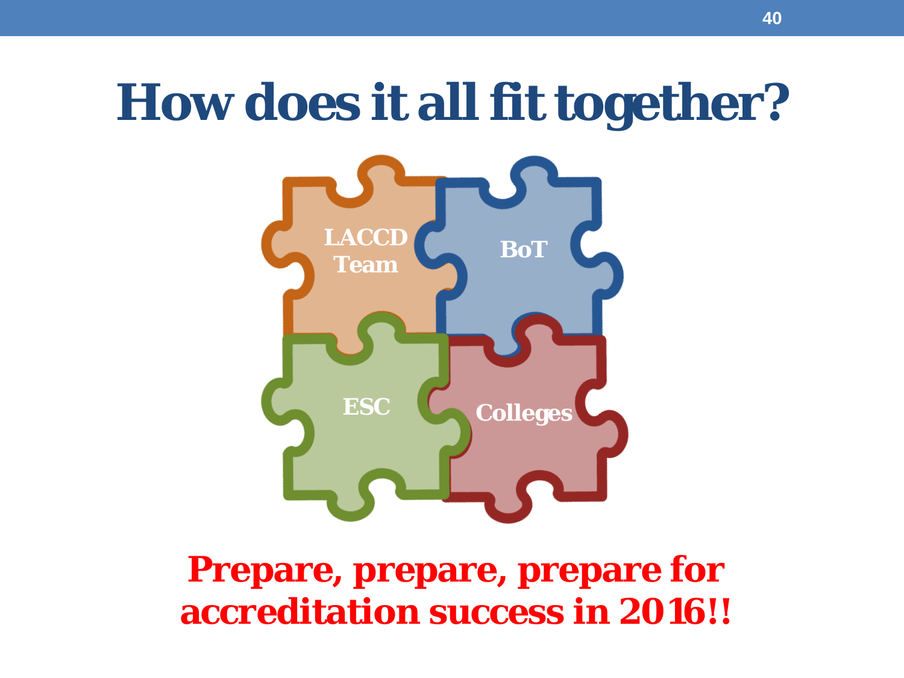# How does it all fit together?

LACCD Team

BoT

ESC

Colleges

**Prepare, prepare, prepare for accreditation success in 2016!!**